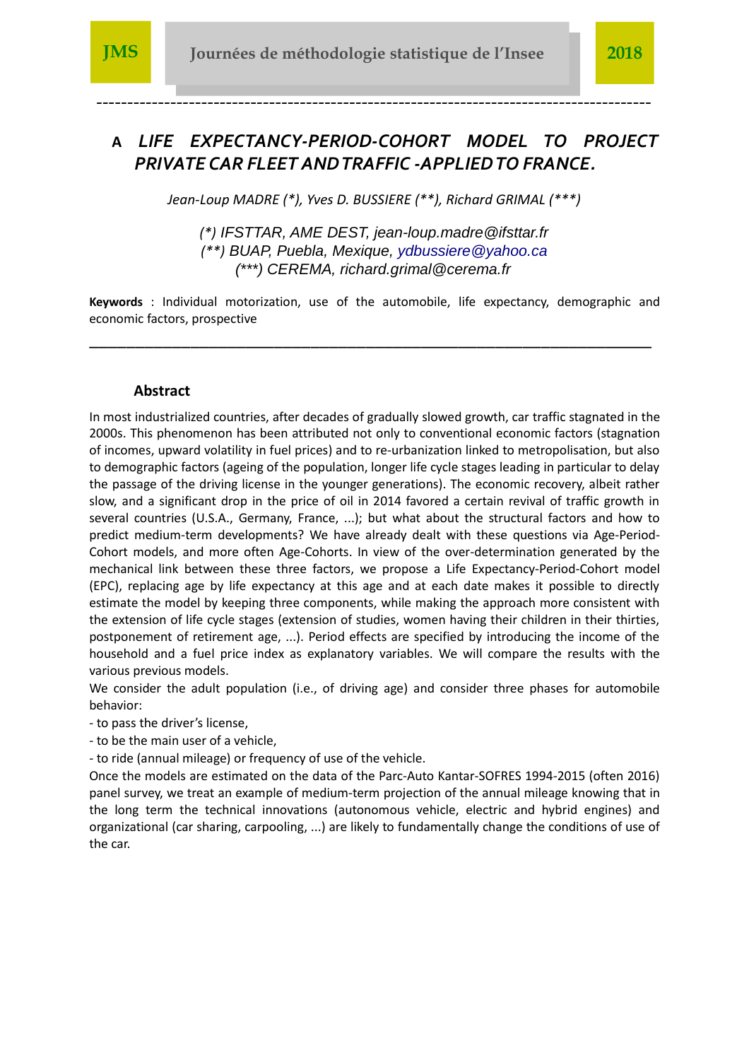# A LIFE EXPECTANCY-PERIOD-COHORT MODEL TO PROJECT PRIVATE CAR FLEET AND TRAFFIC -APPLIED TO FRANCE.

*Jean-Loup MADRE (\*), Yves D. BUSSIERE (\*\*), Richard GRIMAL (\*\*\*)*

*(\*) IFSTTAR, AME DEST, jean-loup.madre@ifsttar.fr*
*(\*\*) BUAP, Puebla, Mexique, ydbussiere@yahoo.ca*
*(\*\*\*) CEREMA, richard.grimal@cerema.fr*

**Keywords** : Individual motorization, use of the automobile, life expectancy, demographic and economic factors, prospective

---

## Abstract

In most industrialized countries, after decades of gradually slowed growth, car traffic stagnated in the 2000s. This phenomenon has been attributed not only to conventional economic factors (stagnation of incomes, upward volatility in fuel prices) and to re-urbanization linked to metropolisation, but also to demographic factors (ageing of the population, longer life cycle stages leading in particular to delay the passage of the driving license in the younger generations). The economic recovery, albeit rather slow, and a significant drop in the price of oil in 2014 favored a certain revival of traffic growth in several countries (U.S.A., Germany, France, ...); but what about the structural factors and how to predict medium-term developments? We have already dealt with these questions via Age-Period-Cohort models, and more often Age-Cohorts. In view of the over-determination generated by the mechanical link between these three factors, we propose a Life Expectancy-Period-Cohort model (EPC), replacing age by life expectancy at this age and at each date makes it possible to directly estimate the model by keeping three components, while making the approach more consistent with the extension of life cycle stages (extension of studies, women having their children in their thirties, postponement of retirement age, ...). Period effects are specified by introducing the income of the household and a fuel price index as explanatory variables. We will compare the results with the various previous models.

We consider the adult population (i.e., of driving age) and consider three phases for automobile behavior:

- to pass the driver's license,
- to be the main user of a vehicle,
- to ride (annual mileage) or frequency of use of the vehicle.

Once the models are estimated on the data of the Parc-Auto Kantar-SOFRES 1994-2015 (often 2016) panel survey, we treat an example of medium-term projection of the annual mileage knowing that in the long term the technical innovations (autonomous vehicle, electric and hybrid engines) and organizational (car sharing, carpooling, ...) are likely to fundamentally change the conditions of use of the car.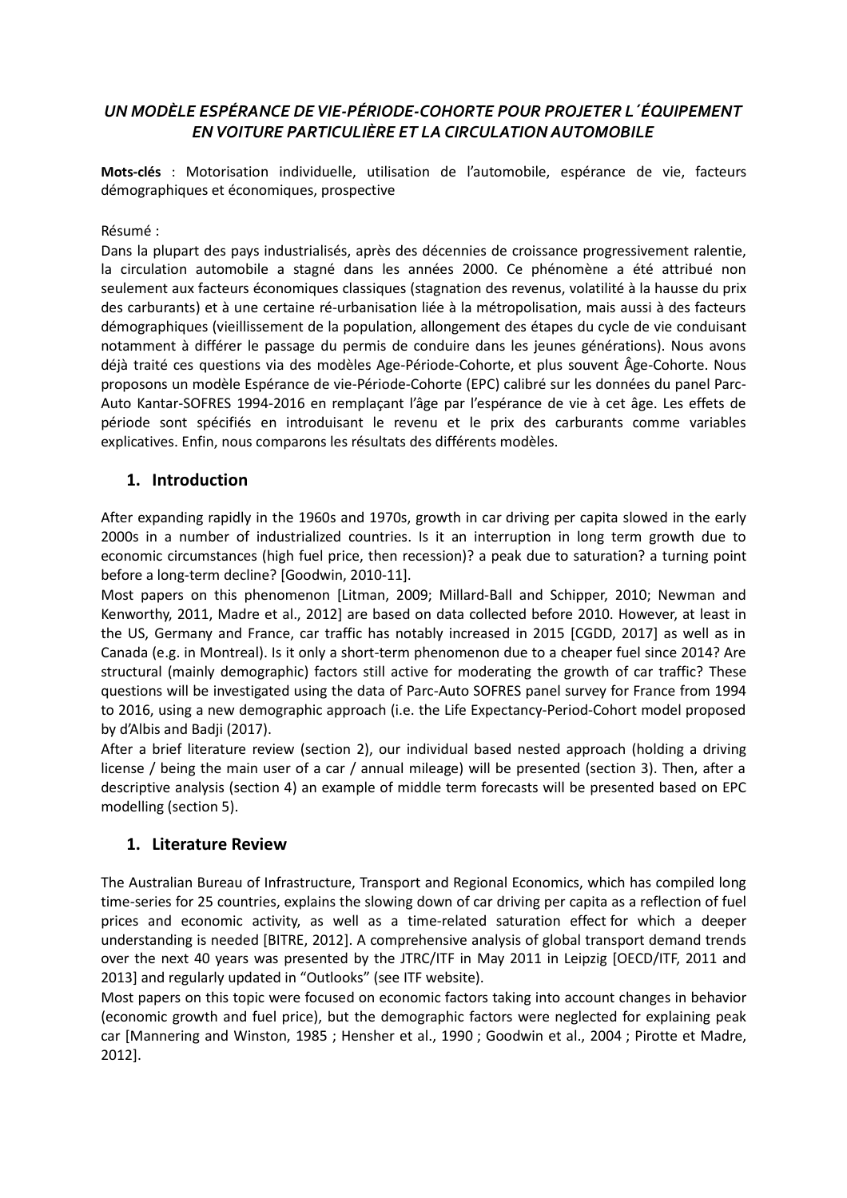# *UN MODÈLE ESPÉRANCE DE VIE-PÉRIODE-COHORTE POUR PROJETER L´ÉQUIPEMENT EN VOITURE PARTICULIÈRE ET LA CIRCULATION AUTOMOBILE*

**Mots-clés** : Motorisation individuelle, utilisation de l'automobile, espérance de vie, facteurs démographiques et économiques, prospective

Résumé :

Dans la plupart des pays industrialisés, après des décennies de croissance progressivement ralentie, la circulation automobile a stagné dans les années 2000. Ce phénomène a été attribué non seulement aux facteurs économiques classiques (stagnation des revenus, volatilité à la hausse du prix des carburants) et à une certaine ré-urbanisation liée à la métropolisation, mais aussi à des facteurs démographiques (vieillissement de la population, allongement des étapes du cycle de vie conduisant notamment à différer le passage du permis de conduire dans les jeunes générations). Nous avons déjà traité ces questions via des modèles Age-Période-Cohorte, et plus souvent Âge-Cohorte. Nous proposons un modèle Espérance de vie-Période-Cohorte (EPC) calibré sur les données du panel Parc-Auto Kantar-SOFRES 1994-2016 en remplaçant l'âge par l'espérance de vie à cet âge. Les effets de période sont spécifiés en introduisant le revenu et le prix des carburants comme variables explicatives. Enfin, nous comparons les résultats des différents modèles.

## 1. Introduction

After expanding rapidly in the 1960s and 1970s, growth in car driving per capita slowed in the early 2000s in a number of industrialized countries. Is it an interruption in long term growth due to economic circumstances (high fuel price, then recession)? a peak due to saturation? a turning point before a long-term decline? [Goodwin, 2010-11].

Most papers on this phenomenon [Litman, 2009; Millard-Ball and Schipper, 2010; Newman and Kenworthy, 2011, Madre et al., 2012] are based on data collected before 2010. However, at least in the US, Germany and France, car traffic has notably increased in 2015 [CGDD, 2017] as well as in Canada (e.g. in Montreal). Is it only a short-term phenomenon due to a cheaper fuel since 2014? Are structural (mainly demographic) factors still active for moderating the growth of car traffic? These questions will be investigated using the data of Parc-Auto SOFRES panel survey for France from 1994 to 2016, using a new demographic approach (i.e. the Life Expectancy-Period-Cohort model proposed by d'Albis and Badji (2017).

After a brief literature review (section 2), our individual based nested approach (holding a driving license / being the main user of a car / annual mileage) will be presented (section 3). Then, after a descriptive analysis (section 4) an example of middle term forecasts will be presented based on EPC modelling (section 5).

## 1. Literature Review

The Australian Bureau of Infrastructure, Transport and Regional Economics, which has compiled long time-series for 25 countries, explains the slowing down of car driving per capita as a reflection of fuel prices and economic activity, as well as a time-related saturation effect for which a deeper understanding is needed [BITRE, 2012]. A comprehensive analysis of global transport demand trends over the next 40 years was presented by the JTRC/ITF in May 2011 in Leipzig [OECD/ITF, 2011 and 2013] and regularly updated in "Outlooks" (see ITF website).

Most papers on this topic were focused on economic factors taking into account changes in behavior (economic growth and fuel price), but the demographic factors were neglected for explaining peak car [Mannering and Winston, 1985 ; Hensher et al., 1990 ; Goodwin et al., 2004 ; Pirotte et Madre, 2012].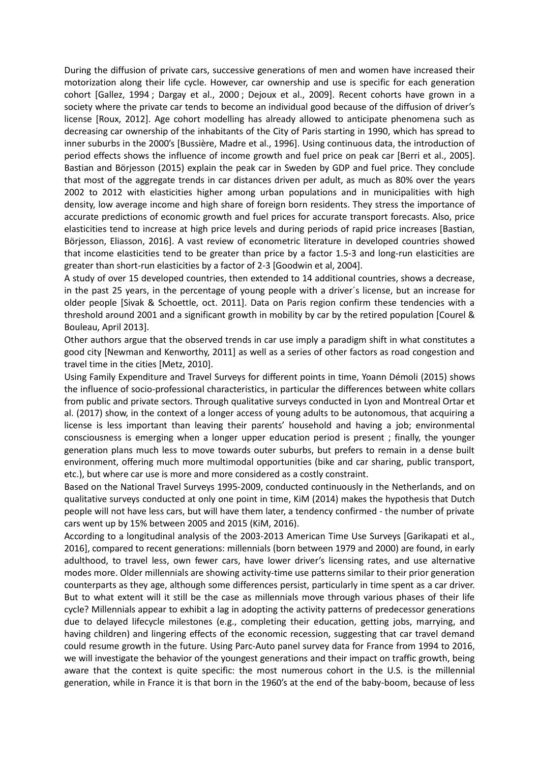During the diffusion of private cars, successive generations of men and women have increased their motorization along their life cycle. However, car ownership and use is specific for each generation cohort [Gallez, 1994 ; Dargay et al., 2000 ; Dejoux et al., 2009]. Recent cohorts have grown in a society where the private car tends to become an individual good because of the diffusion of driver's license [Roux, 2012]. Age cohort modelling has already allowed to anticipate phenomena such as decreasing car ownership of the inhabitants of the City of Paris starting in 1990, which has spread to inner suburbs in the 2000's [Bussière, Madre et al., 1996]. Using continuous data, the introduction of period effects shows the influence of income growth and fuel price on peak car [Berri et al., 2005]. Bastian and Börjesson (2015) explain the peak car in Sweden by GDP and fuel price. They conclude that most of the aggregate trends in car distances driven per adult, as much as 80% over the years 2002 to 2012 with elasticities higher among urban populations and in municipalities with high density, low average income and high share of foreign born residents. They stress the importance of accurate predictions of economic growth and fuel prices for accurate transport forecasts. Also, price elasticities tend to increase at high price levels and during periods of rapid price increases [Bastian, Börjesson, Eliasson, 2016]. A vast review of econometric literature in developed countries showed that income elasticities tend to be greater than price by a factor 1.5-3 and long-run elasticities are greater than short-run elasticities by a factor of 2-3 [Goodwin et al, 2004].

A study of over 15 developed countries, then extended to 14 additional countries, shows a decrease, in the past 25 years, in the percentage of young people with a driver´s license, but an increase for older people [Sivak & Schoettle, oct. 2011]. Data on Paris region confirm these tendencies with a threshold around 2001 and a significant growth in mobility by car by the retired population [Courel & Bouleau, April 2013].

Other authors argue that the observed trends in car use imply a paradigm shift in what constitutes a good city [Newman and Kenworthy, 2011] as well as a series of other factors as road congestion and travel time in the cities [Metz, 2010].

Using Family Expenditure and Travel Surveys for different points in time, Yoann Démoli (2015) shows the influence of socio-professional characteristics, in particular the differences between white collars from public and private sectors. Through qualitative surveys conducted in Lyon and Montreal Ortar et al. (2017) show, in the context of a longer access of young adults to be autonomous, that acquiring a license is less important than leaving their parents' household and having a job; environmental consciousness is emerging when a longer upper education period is present ; finally, the younger generation plans much less to move towards outer suburbs, but prefers to remain in a dense built environment, offering much more multimodal opportunities (bike and car sharing, public transport, etc.), but where car use is more and more considered as a costly constraint.

Based on the National Travel Surveys 1995-2009, conducted continuously in the Netherlands, and on qualitative surveys conducted at only one point in time, KiM (2014) makes the hypothesis that Dutch people will not have less cars, but will have them later, a tendency confirmed - the number of private cars went up by 15% between 2005 and 2015 (KiM, 2016).

According to a longitudinal analysis of the 2003-2013 American Time Use Surveys [Garikapati et al., 2016], compared to recent generations: millennials (born between 1979 and 2000) are found, in early adulthood, to travel less, own fewer cars, have lower driver's licensing rates, and use alternative modes more. Older millennials are showing activity-time use patterns similar to their prior generation counterparts as they age, although some differences persist, particularly in time spent as a car driver. But to what extent will it still be the case as millennials move through various phases of their life cycle? Millennials appear to exhibit a lag in adopting the activity patterns of predecessor generations due to delayed lifecycle milestones (e.g., completing their education, getting jobs, marrying, and having children) and lingering effects of the economic recession, suggesting that car travel demand could resume growth in the future. Using Parc-Auto panel survey data for France from 1994 to 2016, we will investigate the behavior of the youngest generations and their impact on traffic growth, being aware that the context is quite specific: the most numerous cohort in the U.S. is the millennial generation, while in France it is that born in the 1960's at the end of the baby-boom, because of less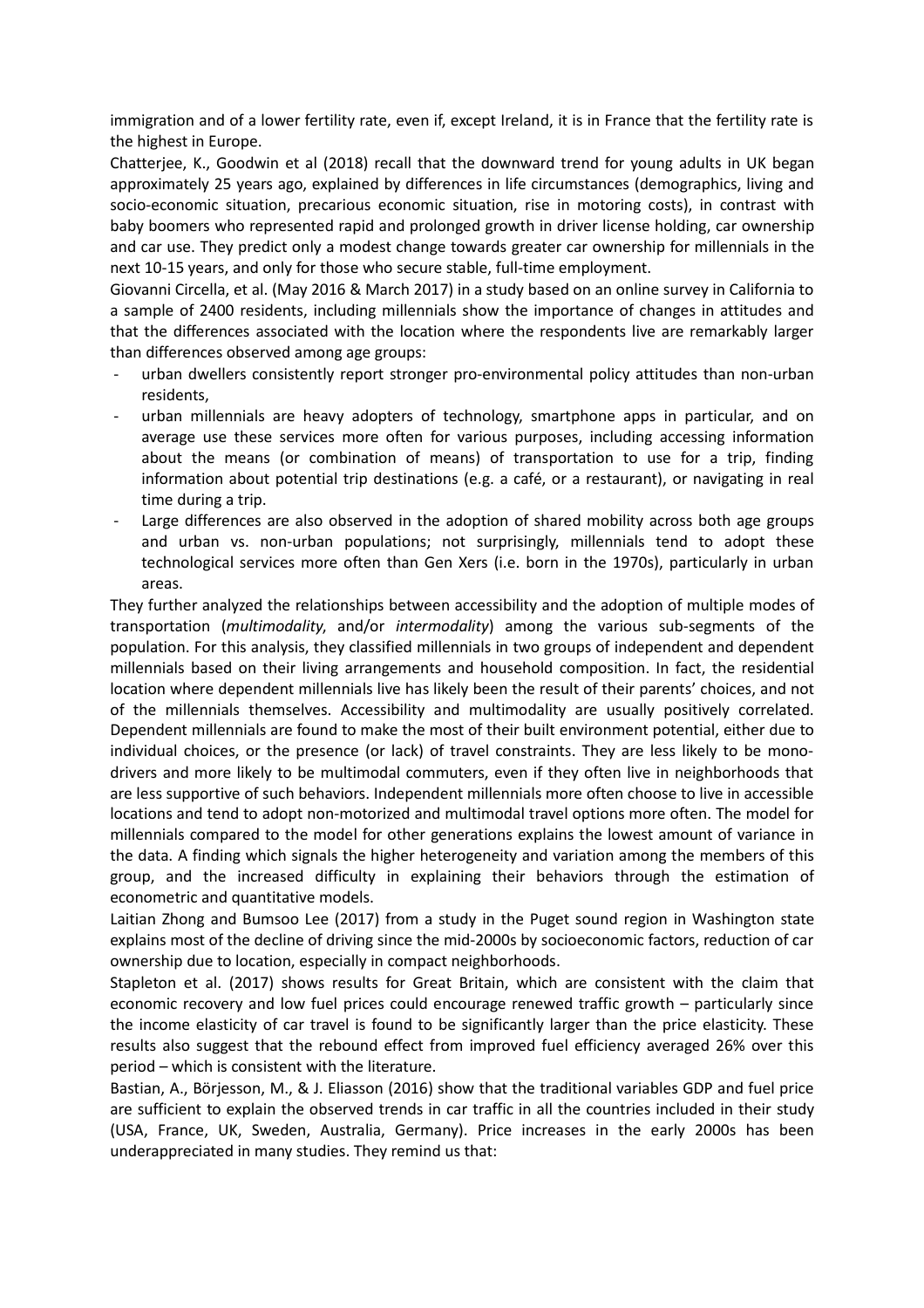immigration and of a lower fertility rate, even if, except Ireland, it is in France that the fertility rate is the highest in Europe.

Chatterjee, K., Goodwin et al (2018) recall that the downward trend for young adults in UK began approximately 25 years ago, explained by differences in life circumstances (demographics, living and socio-economic situation, precarious economic situation, rise in motoring costs), in contrast with baby boomers who represented rapid and prolonged growth in driver license holding, car ownership and car use. They predict only a modest change towards greater car ownership for millennials in the next 10-15 years, and only for those who secure stable, full-time employment.

Giovanni Circella, et al. (May 2016 & March 2017) in a study based on an online survey in California to a sample of 2400 residents, including millennials show the importance of changes in attitudes and that the differences associated with the location where the respondents live are remarkably larger than differences observed among age groups:

- urban dwellers consistently report stronger pro-environmental policy attitudes than non-urban residents,
- urban millennials are heavy adopters of technology, smartphone apps in particular, and on average use these services more often for various purposes, including accessing information about the means (or combination of means) of transportation to use for a trip, finding information about potential trip destinations (e.g. a café, or a restaurant), or navigating in real time during a trip.
- Large differences are also observed in the adoption of shared mobility across both age groups and urban vs. non-urban populations; not surprisingly, millennials tend to adopt these technological services more often than Gen Xers (i.e. born in the 1970s), particularly in urban areas.

They further analyzed the relationships between accessibility and the adoption of multiple modes of transportation (*multimodality*, and/or *intermodality*) among the various sub-segments of the population. For this analysis, they classified millennials in two groups of independent and dependent millennials based on their living arrangements and household composition. In fact, the residential location where dependent millennials live has likely been the result of their parents' choices, and not of the millennials themselves. Accessibility and multimodality are usually positively correlated. Dependent millennials are found to make the most of their built environment potential, either due to individual choices, or the presence (or lack) of travel constraints. They are less likely to be mono-drivers and more likely to be multimodal commuters, even if they often live in neighborhoods that are less supportive of such behaviors. Independent millennials more often choose to live in accessible locations and tend to adopt non-motorized and multimodal travel options more often. The model for millennials compared to the model for other generations explains the lowest amount of variance in the data. A finding which signals the higher heterogeneity and variation among the members of this group, and the increased difficulty in explaining their behaviors through the estimation of econometric and quantitative models.

Laitian Zhong and Bumsoo Lee (2017) from a study in the Puget sound region in Washington state explains most of the decline of driving since the mid-2000s by socioeconomic factors, reduction of car ownership due to location, especially in compact neighborhoods.

Stapleton et al. (2017) shows results for Great Britain, which are consistent with the claim that economic recovery and low fuel prices could encourage renewed traffic growth – particularly since the income elasticity of car travel is found to be significantly larger than the price elasticity. These results also suggest that the rebound effect from improved fuel efficiency averaged 26% over this period – which is consistent with the literature.

Bastian, A., Börjesson, M., & J. Eliasson (2016) show that the traditional variables GDP and fuel price are sufficient to explain the observed trends in car traffic in all the countries included in their study (USA, France, UK, Sweden, Australia, Germany). Price increases in the early 2000s has been underappreciated in many studies. They remind us that: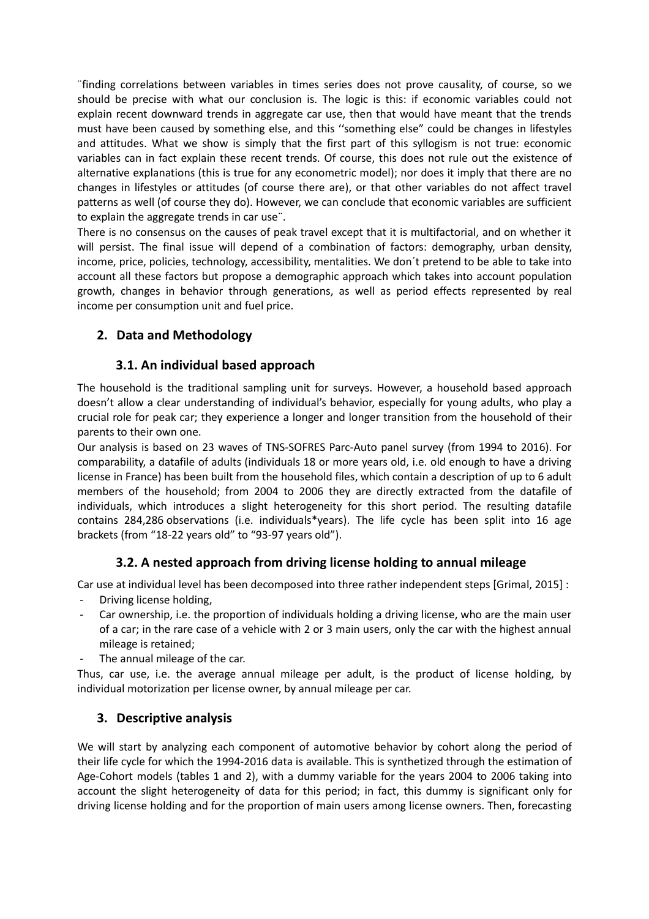¨finding correlations between variables in times series does not prove causality, of course, so we should be precise with what our conclusion is. The logic is this: if economic variables could not explain recent downward trends in aggregate car use, then that would have meant that the trends must have been caused by something else, and this ''something else" could be changes in lifestyles and attitudes. What we show is simply that the first part of this syllogism is not true: economic variables can in fact explain these recent trends. Of course, this does not rule out the existence of alternative explanations (this is true for any econometric model); nor does it imply that there are no changes in lifestyles or attitudes (of course there are), or that other variables do not affect travel patterns as well (of course they do). However, we can conclude that economic variables are sufficient to explain the aggregate trends in car use¨.

There is no consensus on the causes of peak travel except that it is multifactorial, and on whether it will persist. The final issue will depend of a combination of factors: demography, urban density, income, price, policies, technology, accessibility, mentalities. We don´t pretend to be able to take into account all these factors but propose a demographic approach which takes into account population growth, changes in behavior through generations, as well as period effects represented by real income per consumption unit and fuel price.

## 2. Data and Methodology

### 3.1. An individual based approach

The household is the traditional sampling unit for surveys. However, a household based approach doesn't allow a clear understanding of individual's behavior, especially for young adults, who play a crucial role for peak car; they experience a longer and longer transition from the household of their parents to their own one.

Our analysis is based on 23 waves of TNS-SOFRES Parc-Auto panel survey (from 1994 to 2016). For comparability, a datafile of adults (individuals 18 or more years old, i.e. old enough to have a driving license in France) has been built from the household files, which contain a description of up to 6 adult members of the household; from 2004 to 2006 they are directly extracted from the datafile of individuals, which introduces a slight heterogeneity for this short period. The resulting datafile contains 284,286 observations (i.e. individuals*years). The life cycle has been split into 16 age brackets (from "18-22 years old" to "93-97 years old").

### 3.2. A nested approach from driving license holding to annual mileage

Car use at individual level has been decomposed into three rather independent steps [Grimal, 2015] :

- Driving license holding,
- Car ownership, i.e. the proportion of individuals holding a driving license, who are the main user of a car; in the rare case of a vehicle with 2 or 3 main users, only the car with the highest annual mileage is retained;
- The annual mileage of the car.

Thus, car use, i.e. the average annual mileage per adult, is the product of license holding, by individual motorization per license owner, by annual mileage per car.

## 3. Descriptive analysis

We will start by analyzing each component of automotive behavior by cohort along the period of their life cycle for which the 1994-2016 data is available. This is synthetized through the estimation of Age-Cohort models (tables 1 and 2), with a dummy variable for the years 2004 to 2006 taking into account the slight heterogeneity of data for this period; in fact, this dummy is significant only for driving license holding and for the proportion of main users among license owners. Then, forecasting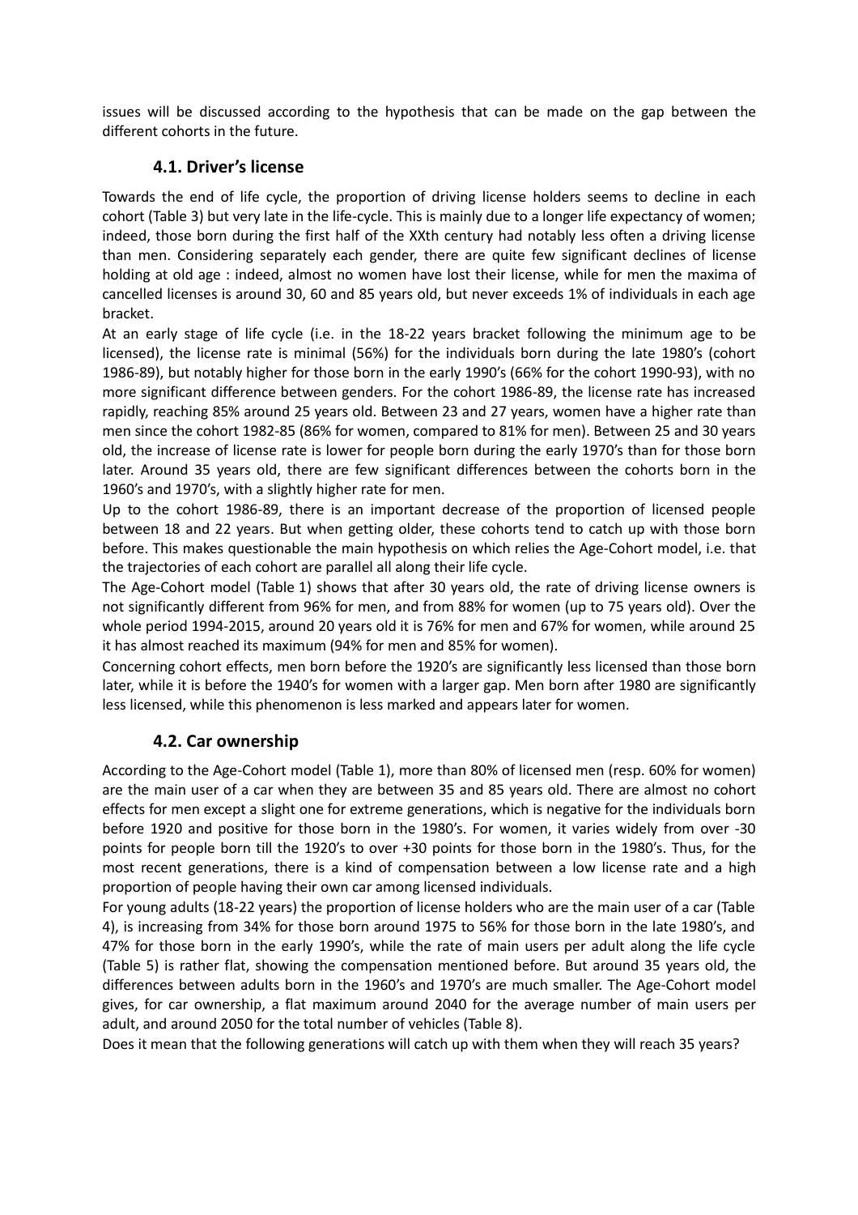issues will be discussed according to the hypothesis that can be made on the gap between the different cohorts in the future.

### 4.1. Driver's license

Towards the end of life cycle, the proportion of driving license holders seems to decline in each cohort (Table 3) but very late in the life-cycle. This is mainly due to a longer life expectancy of women; indeed, those born during the first half of the XXth century had notably less often a driving license than men. Considering separately each gender, there are quite few significant declines of license holding at old age : indeed, almost no women have lost their license, while for men the maxima of cancelled licenses is around 30, 60 and 85 years old, but never exceeds 1% of individuals in each age bracket.

At an early stage of life cycle (i.e. in the 18-22 years bracket following the minimum age to be licensed), the license rate is minimal (56%) for the individuals born during the late 1980's (cohort 1986-89), but notably higher for those born in the early 1990's (66% for the cohort 1990-93), with no more significant difference between genders. For the cohort 1986-89, the license rate has increased rapidly, reaching 85% around 25 years old. Between 23 and 27 years, women have a higher rate than men since the cohort 1982-85 (86% for women, compared to 81% for men). Between 25 and 30 years old, the increase of license rate is lower for people born during the early 1970's than for those born later. Around 35 years old, there are few significant differences between the cohorts born in the 1960's and 1970's, with a slightly higher rate for men.

Up to the cohort 1986-89, there is an important decrease of the proportion of licensed people between 18 and 22 years. But when getting older, these cohorts tend to catch up with those born before. This makes questionable the main hypothesis on which relies the Age-Cohort model, i.e. that the trajectories of each cohort are parallel all along their life cycle.

The Age-Cohort model (Table 1) shows that after 30 years old, the rate of driving license owners is not significantly different from 96% for men, and from 88% for women (up to 75 years old). Over the whole period 1994-2015, around 20 years old it is 76% for men and 67% for women, while around 25 it has almost reached its maximum (94% for men and 85% for women).

Concerning cohort effects, men born before the 1920's are significantly less licensed than those born later, while it is before the 1940's for women with a larger gap. Men born after 1980 are significantly less licensed, while this phenomenon is less marked and appears later for women.

### 4.2. Car ownership

According to the Age-Cohort model (Table 1), more than 80% of licensed men (resp. 60% for women) are the main user of a car when they are between 35 and 85 years old. There are almost no cohort effects for men except a slight one for extreme generations, which is negative for the individuals born before 1920 and positive for those born in the 1980's. For women, it varies widely from over -30 points for people born till the 1920's to over +30 points for those born in the 1980's. Thus, for the most recent generations, there is a kind of compensation between a low license rate and a high proportion of people having their own car among licensed individuals.

For young adults (18-22 years) the proportion of license holders who are the main user of a car (Table 4), is increasing from 34% for those born around 1975 to 56% for those born in the late 1980's, and 47% for those born in the early 1990's, while the rate of main users per adult along the life cycle (Table 5) is rather flat, showing the compensation mentioned before. But around 35 years old, the differences between adults born in the 1960's and 1970's are much smaller. The Age-Cohort model gives, for car ownership, a flat maximum around 2040 for the average number of main users per adult, and around 2050 for the total number of vehicles (Table 8).

Does it mean that the following generations will catch up with them when they will reach 35 years?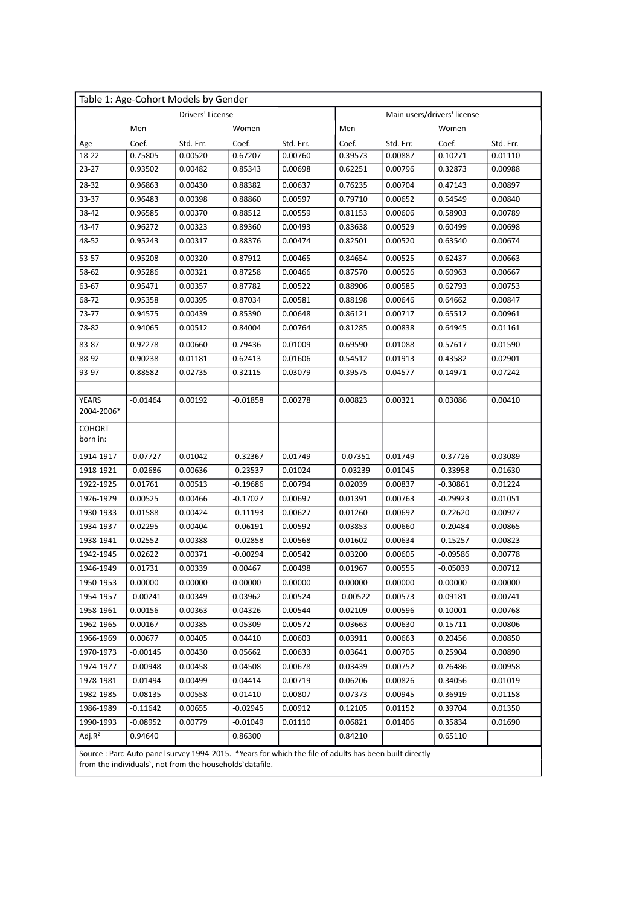Table 1: Age-Cohort Models by Gender

| | Drivers' License | | | | Main users/drivers' license | | | |
|---|---|---|---|---|---|---|---|---|
| | Men | | Women | | Men | | Women | |
| Age | Coef. | Std. Err. | Coef. | Std. Err. | Coef. | Std. Err. | Coef. | Std. Err. |
| 18-22 | 0.75805 | 0.00520 | 0.67207 | 0.00760 | 0.39573 | 0.00887 | 0.10271 | 0.01110 |
| 23-27 | 0.93502 | 0.00482 | 0.85343 | 0.00698 | 0.62251 | 0.00796 | 0.32873 | 0.00988 |
| 28-32 | 0.96863 | 0.00430 | 0.88382 | 0.00637 | 0.76235 | 0.00704 | 0.47143 | 0.00897 |
| 33-37 | 0.96483 | 0.00398 | 0.88860 | 0.00597 | 0.79710 | 0.00652 | 0.54549 | 0.00840 |
| 38-42 | 0.96585 | 0.00370 | 0.88512 | 0.00559 | 0.81153 | 0.00606 | 0.58903 | 0.00789 |
| 43-47 | 0.96272 | 0.00323 | 0.89360 | 0.00493 | 0.83638 | 0.00529 | 0.60499 | 0.00698 |
| 48-52 | 0.95243 | 0.00317 | 0.88376 | 0.00474 | 0.82501 | 0.00520 | 0.63540 | 0.00674 |
| 53-57 | 0.95208 | 0.00320 | 0.87912 | 0.00465 | 0.84654 | 0.00525 | 0.62437 | 0.00663 |
| 58-62 | 0.95286 | 0.00321 | 0.87258 | 0.00466 | 0.87570 | 0.00526 | 0.60963 | 0.00667 |
| 63-67 | 0.95471 | 0.00357 | 0.87782 | 0.00522 | 0.88906 | 0.00585 | 0.62793 | 0.00753 |
| 68-72 | 0.95358 | 0.00395 | 0.87034 | 0.00581 | 0.88198 | 0.00646 | 0.64662 | 0.00847 |
| 73-77 | 0.94575 | 0.00439 | 0.85390 | 0.00648 | 0.86121 | 0.00717 | 0.65512 | 0.00961 |
| 78-82 | 0.94065 | 0.00512 | 0.84004 | 0.00764 | 0.81285 | 0.00838 | 0.64945 | 0.01161 |
| 83-87 | 0.92278 | 0.00660 | 0.79436 | 0.01009 | 0.69590 | 0.01088 | 0.57617 | 0.01590 |
| 88-92 | 0.90238 | 0.01181 | 0.62413 | 0.01606 | 0.54512 | 0.01913 | 0.43582 | 0.02901 |
| 93-97 | 0.88582 | 0.02735 | 0.32115 | 0.03079 | 0.39575 | 0.04577 | 0.14971 | 0.07242 |
| | | | | | | | | |
| YEARS 2004-2006* | -0.01464 | 0.00192 | -0.01858 | 0.00278 | 0.00823 | 0.00321 | 0.03086 | 0.00410 |
| COHORT born in: | | | | | | | | |
| 1914-1917 | -0.07727 | 0.01042 | -0.32367 | 0.01749 | -0.07351 | 0.01749 | -0.37726 | 0.03089 |
| 1918-1921 | -0.02686 | 0.00636 | -0.23537 | 0.01024 | -0.03239 | 0.01045 | -0.33958 | 0.01630 |
| 1922-1925 | 0.01761 | 0.00513 | -0.19686 | 0.00794 | 0.02039 | 0.00837 | -0.30861 | 0.01224 |
| 1926-1929 | 0.00525 | 0.00466 | -0.17027 | 0.00697 | 0.01391 | 0.00763 | -0.29923 | 0.01051 |
| 1930-1933 | 0.01588 | 0.00424 | -0.11193 | 0.00627 | 0.01260 | 0.00692 | -0.22620 | 0.00927 |
| 1934-1937 | 0.02295 | 0.00404 | -0.06191 | 0.00592 | 0.03853 | 0.00660 | -0.20484 | 0.00865 |
| 1938-1941 | 0.02552 | 0.00388 | -0.02858 | 0.00568 | 0.01602 | 0.00634 | -0.15257 | 0.00823 |
| 1942-1945 | 0.02622 | 0.00371 | -0.00294 | 0.00542 | 0.03200 | 0.00605 | -0.09586 | 0.00778 |
| 1946-1949 | 0.01731 | 0.00339 | 0.00467 | 0.00498 | 0.01967 | 0.00555 | -0.05039 | 0.00712 |
| 1950-1953 | 0.00000 | 0.00000 | 0.00000 | 0.00000 | 0.00000 | 0.00000 | 0.00000 | 0.00000 |
| 1954-1957 | -0.00241 | 0.00349 | 0.03962 | 0.00524 | -0.00522 | 0.00573 | 0.09181 | 0.00741 |
| 1958-1961 | 0.00156 | 0.00363 | 0.04326 | 0.00544 | 0.02109 | 0.00596 | 0.10001 | 0.00768 |
| 1962-1965 | 0.00167 | 0.00385 | 0.05309 | 0.00572 | 0.03663 | 0.00630 | 0.15711 | 0.00806 |
| 1966-1969 | 0.00677 | 0.00405 | 0.04410 | 0.00603 | 0.03911 | 0.00663 | 0.20456 | 0.00850 |
| 1970-1973 | -0.00145 | 0.00430 | 0.05662 | 0.00633 | 0.03641 | 0.00705 | 0.25904 | 0.00890 |
| 1974-1977 | -0.00948 | 0.00458 | 0.04508 | 0.00678 | 0.03439 | 0.00752 | 0.26486 | 0.00958 |
| 1978-1981 | -0.01494 | 0.00499 | 0.04414 | 0.00719 | 0.06206 | 0.00826 | 0.34056 | 0.01019 |
| 1982-1985 | -0.08135 | 0.00558 | 0.01410 | 0.00807 | 0.07373 | 0.00945 | 0.36919 | 0.01158 |
| 1986-1989 | -0.11642 | 0.00655 | -0.02945 | 0.00912 | 0.12105 | 0.01152 | 0.39704 | 0.01350 |
| 1990-1993 | -0.08952 | 0.00779 | -0.01049 | 0.01110 | 0.06821 | 0.01406 | 0.35834 | 0.01690 |
| Adj.$R^2$ | 0.94640 | | 0.86300 | | 0.84210 | | 0.65110 | |

Source : Parc-Auto panel survey 1994-2015. *Years for which the file of adults has been built directly from the individuals` , not from the households`datafile.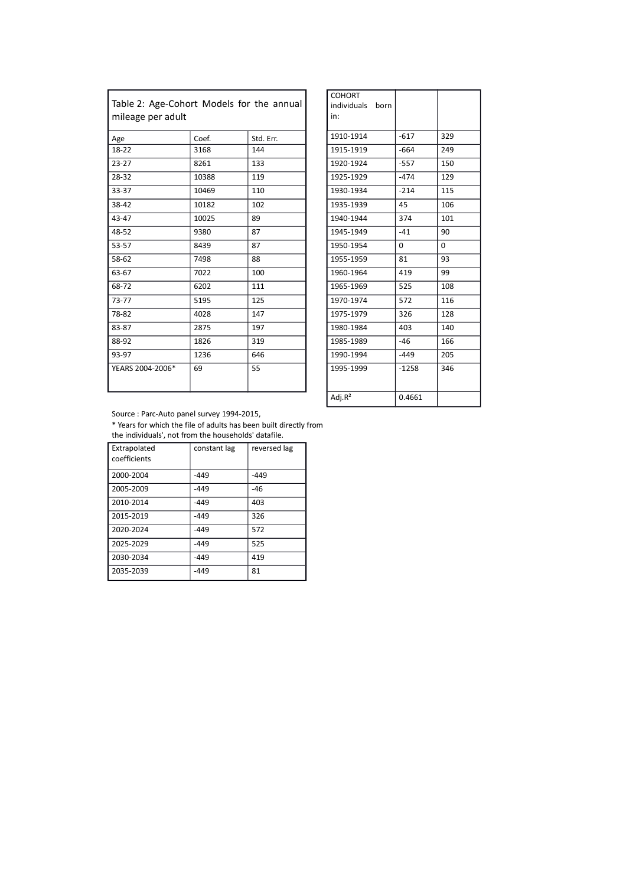| Table 2: Age-Cohort Models for the annual mileage per adult | | |
|---|---|---|
| Age | Coef. | Std. Err. |
| 18-22 | 3168 | 144 |
| 23-27 | 8261 | 133 |
| 28-32 | 10388 | 119 |
| 33-37 | 10469 | 110 |
| 38-42 | 10182 | 102 |
| 43-47 | 10025 | 89 |
| 48-52 | 9380 | 87 |
| 53-57 | 8439 | 87 |
| 58-62 | 7498 | 88 |
| 63-67 | 7022 | 100 |
| 68-72 | 6202 | 111 |
| 73-77 | 5195 | 125 |
| 78-82 | 4028 | 147 |
| 83-87 | 2875 | 197 |
| 88-92 | 1826 | 319 |
| 93-97 | 1236 | 646 |
| YEARS 2004-2006* | 69 | 55 |

| COHORT individuals born in: | | |
|---|---|---|
| 1910-1914 | -617 | 329 |
| 1915-1919 | -664 | 249 |
| 1920-1924 | -557 | 150 |
| 1925-1929 | -474 | 129 |
| 1930-1934 | -214 | 115 |
| 1935-1939 | 45 | 106 |
| 1940-1944 | 374 | 101 |
| 1945-1949 | -41 | 90 |
| 1950-1954 | 0 | 0 |
| 1955-1959 | 81 | 93 |
| 1960-1964 | 419 | 99 |
| 1965-1969 | 525 | 108 |
| 1970-1974 | 572 | 116 |
| 1975-1979 | 326 | 128 |
| 1980-1984 | 403 | 140 |
| 1985-1989 | -46 | 166 |
| 1990-1994 | -449 | 205 |
| 1995-1999 | -1258 | 346 |
| Adj.$R^2$ | 0.4661 | |

Source : Parc-Auto panel survey 1994-2015,

* Years for which the file of adults has been built directly from the individuals', not from the households' datafile.

| Extrapolated coefficients | constant lag | reversed lag |
|---|---|---|
| 2000-2004 | -449 | -449 |
| 2005-2009 | -449 | -46 |
| 2010-2014 | -449 | 403 |
| 2015-2019 | -449 | 326 |
| 2020-2024 | -449 | 572 |
| 2025-2029 | -449 | 525 |
| 2030-2034 | -449 | 419 |
| 2035-2039 | -449 | 81 |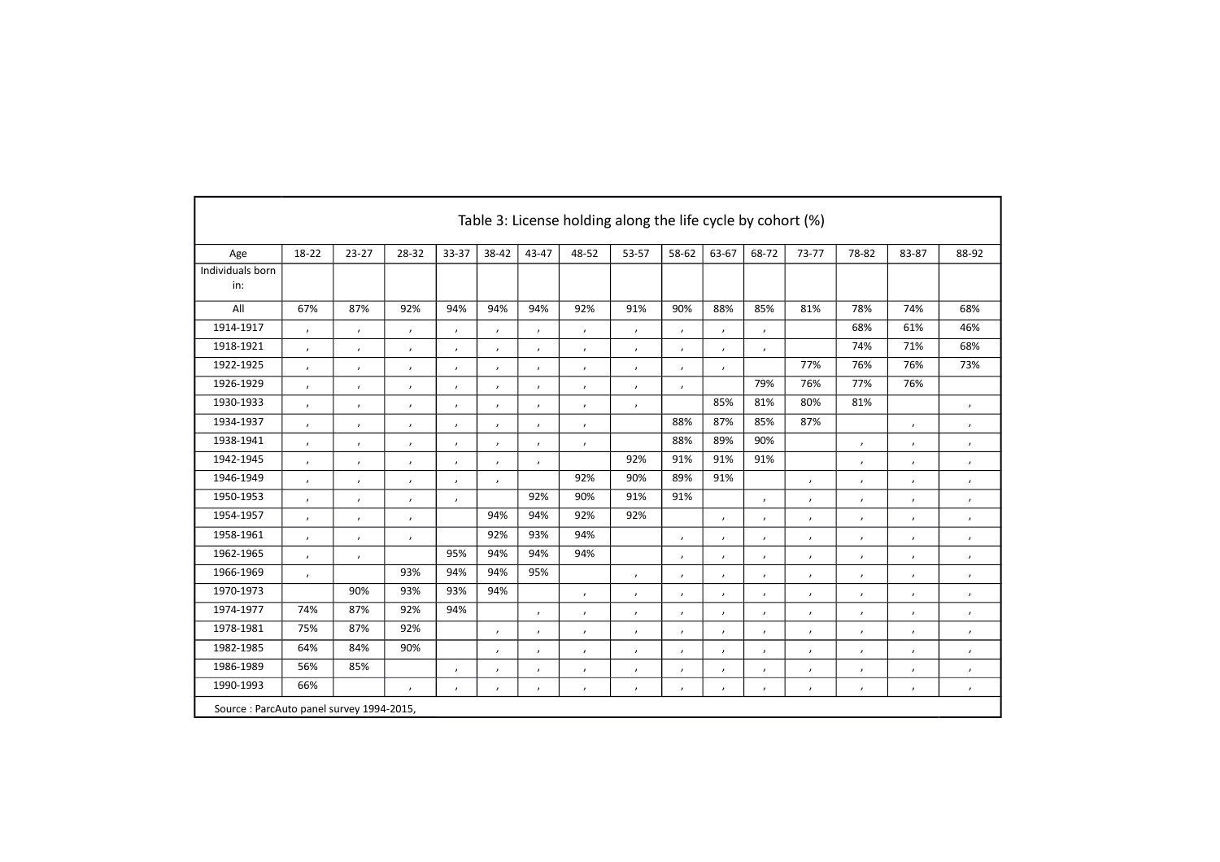## Table 3: License holding along the life cycle by cohort (%)

| Age | 18-22 | 23-27 | 28-32 | 33-37 | 38-42 | 43-47 | 48-52 | 53-57 | 58-62 | 63-67 | 68-72 | 73-77 | 78-82 | 83-87 | 88-92 |
|---|---|---|---|---|---|---|---|---|---|---|---|---|---|---|---|
| Individuals born in: | | | | | | | | | | | | | | | |
| All | 67% | 87% | 92% | 94% | 94% | 94% | 92% | 91% | 90% | 88% | 85% | 81% | 78% | 74% | 68% |
| 1914-1917 | , | , | , | , | , | , | , | , | , | , | , | | 68% | 61% | 46% |
| 1918-1921 | , | , | , | , | , | , | , | , | , | , | , | | 74% | 71% | 68% |
| 1922-1925 | , | , | , | , | , | , | , | , | , | , | | 77% | 76% | 76% | 73% |
| 1926-1929 | , | , | , | , | , | , | , | , | , | | 79% | 76% | 77% | 76% | |
| 1930-1933 | , | , | , | , | , | , | , | , | | 85% | 81% | 80% | 81% | | , |
| 1934-1937 | , | , | , | , | , | , | , | | 88% | 87% | 85% | 87% | | , | , |
| 1938-1941 | , | , | , | , | , | , | , | | 88% | 89% | 90% | | , | , | , |
| 1942-1945 | , | , | , | , | , | , | | 92% | 91% | 91% | 91% | | , | , | , |
| 1946-1949 | , | , | , | , | , | | 92% | 90% | 89% | 91% | | , | , | , | , |
| 1950-1953 | , | , | , | , | | 92% | 90% | 91% | 91% | | , | , | , | , | , |
| 1954-1957 | , | , | , | | 94% | 94% | 92% | 92% | | , | , | , | , | , | , |
| 1958-1961 | , | , | , | | 92% | 93% | 94% | | , | , | , | , | , | , | , |
| 1962-1965 | , | , | | 95% | 94% | 94% | 94% | | , | , | , | , | , | , | , |
| 1966-1969 | , | | 93% | 94% | 94% | 95% | | , | , | , | , | , | , | , | , |
| 1970-1973 | | 90% | 93% | 93% | 94% | | , | , | , | , | , | , | , | , | , |
| 1974-1977 | 74% | 87% | 92% | 94% | | , | , | , | , | , | , | , | , | , | , |
| 1978-1981 | 75% | 87% | 92% | | , | , | , | , | , | , | , | , | , | , | , |
| 1982-1985 | 64% | 84% | 90% | | , | , | , | , | , | , | , | , | , | , | , |
| 1986-1989 | 56% | 85% | | , | , | , | , | , | , | , | , | , | , | , | , |
| 1990-1993 | 66% | | , | , | , | , | , | , | , | , | , | , | , | , | , |

Source : ParcAuto panel survey 1994-2015,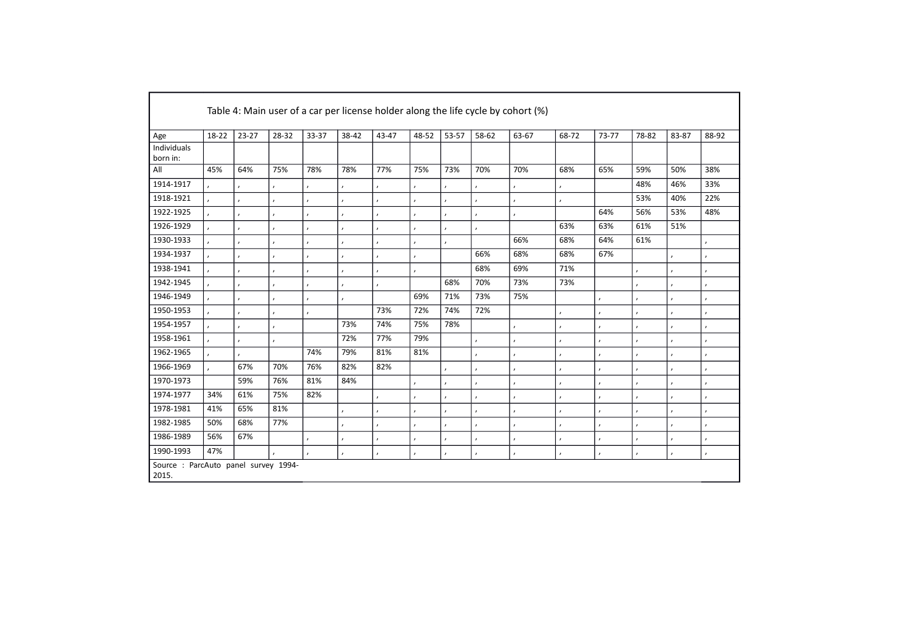Table 4: Main user of a car per license holder along the life cycle by cohort (%)

| Age | 18-22 | 23-27 | 28-32 | 33-37 | 38-42 | 43-47 | 48-52 | 53-57 | 58-62 | 63-67 | 68-72 | 73-77 | 78-82 | 83-87 | 88-92 |
|---|---|---|---|---|---|---|---|---|---|---|---|---|---|---|---|
| Individuals born in: | | | | | | | | | | | | | | | |
| All | 45% | 64% | 75% | 78% | 78% | 77% | 75% | 73% | 70% | 70% | 68% | 65% | 59% | 50% | 38% |
| 1914-1917 | , | , | , | , | , | , | , | , | , | , | , | | 48% | 46% | 33% |
| 1918-1921 | , | , | , | , | , | , | , | , | , | , | , | | 53% | 40% | 22% |
| 1922-1925 | , | , | , | , | , | , | , | , | , | , | | 64% | 56% | 53% | 48% |
| 1926-1929 | , | , | , | , | , | , | , | , | , | | 63% | 63% | 61% | 51% | |
| 1930-1933 | , | , | , | , | , | , | , | , | | 66% | 68% | 64% | 61% | | , |
| 1934-1937 | , | , | , | , | , | , | , | | 66% | 68% | 68% | 67% | | , | , |
| 1938-1941 | , | , | , | , | , | , | , | | 68% | 69% | 71% | | , | , | , |
| 1942-1945 | , | , | , | , | , | , | | 68% | 70% | 73% | 73% | | , | , | , |
| 1946-1949 | , | , | , | , | , | | 69% | 71% | 73% | 75% | | , | , | , | , |
| 1950-1953 | , | , | , | , | | 73% | 72% | 74% | 72% | | , | , | , | , | , |
| 1954-1957 | , | , | , | | 73% | 74% | 75% | 78% | | , | , | , | , | , | , |
| 1958-1961 | , | , | , | | 72% | 77% | 79% | | , | , | , | , | , | , | , |
| 1962-1965 | , | , | | 74% | 79% | 81% | 81% | | , | , | , | , | , | , | , |
| 1966-1969 | , | 67% | 70% | 76% | 82% | 82% | | , | , | , | , | , | , | , | , |
| 1970-1973 | | 59% | 76% | 81% | 84% | | , | , | , | , | , | , | , | , | , |
| 1974-1977 | 34% | 61% | 75% | 82% | | , | , | , | , | , | , | , | , | , | , |
| 1978-1981 | 41% | 65% | 81% | | , | , | , | , | , | , | , | , | , | , | , |
| 1982-1985 | 50% | 68% | 77% | | , | , | , | , | , | , | , | , | , | , | , |
| 1986-1989 | 56% | 67% | | , | , | , | , | , | , | , | , | , | , | , | , |
| 1990-1993 | 47% | | , | , | , | , | , | , | , | , | , | , | , | , | , |

Source : ParcAuto panel survey 1994-2015.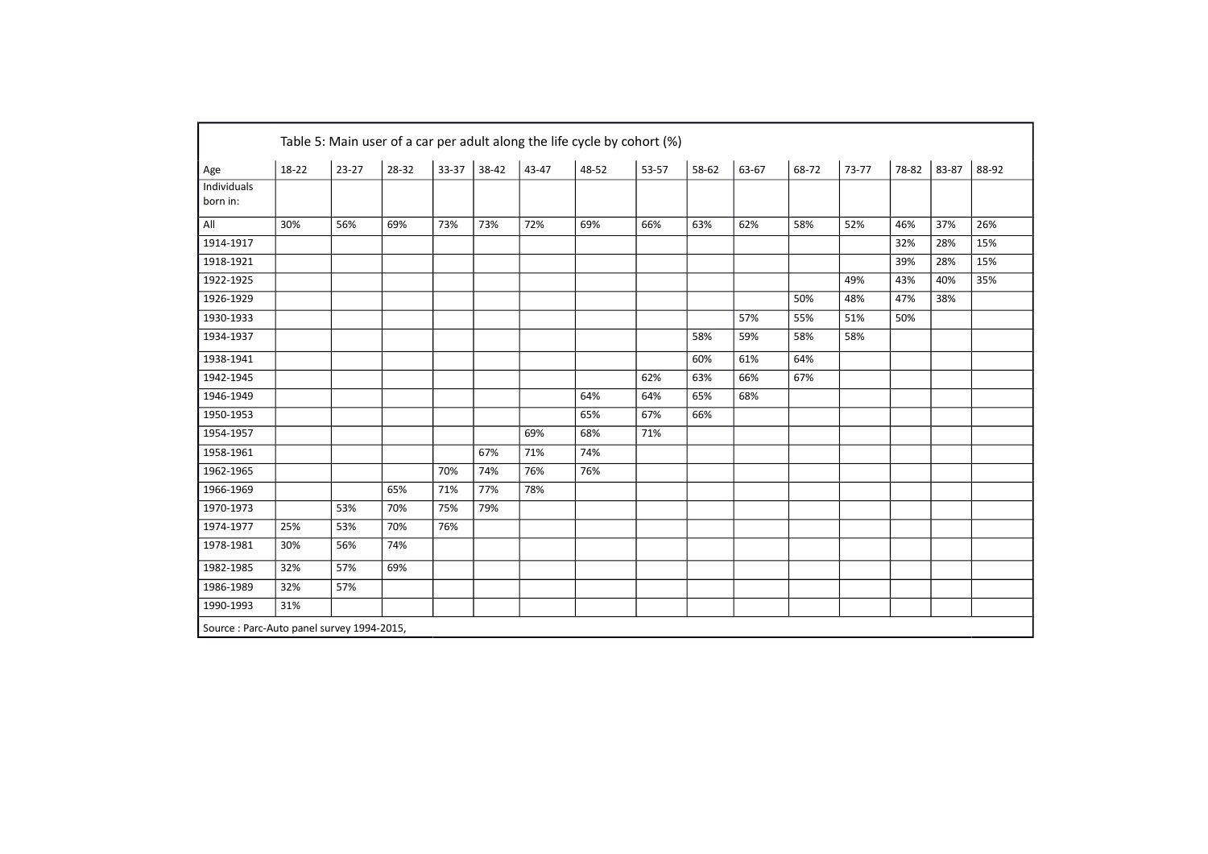Table 5: Main user of a car per adult along the life cycle by cohort (%)

| Age | 18-22 | 23-27 | 28-32 | 33-37 | 38-42 | 43-47 | 48-52 | 53-57 | 58-62 | 63-67 | 68-72 | 73-77 | 78-82 | 83-87 | 88-92 |
|---|---|---|---|---|---|---|---|---|---|---|---|---|---|---|---|
| Individuals born in: | | | | | | | | | | | | | | | |
| All | 30% | 56% | 69% | 73% | 73% | 72% | 69% | 66% | 63% | 62% | 58% | 52% | 46% | 37% | 26% |
| 1914-1917 | | | | | | | | | | | | | 32% | 28% | 15% |
| 1918-1921 | | | | | | | | | | | | | 39% | 28% | 15% |
| 1922-1925 | | | | | | | | | | | | 49% | 43% | 40% | 35% |
| 1926-1929 | | | | | | | | | | | 50% | 48% | 47% | 38% | |
| 1930-1933 | | | | | | | | | | 57% | 55% | 51% | 50% | | |
| 1934-1937 | | | | | | | | | 58% | 59% | 58% | 58% | | | |
| 1938-1941 | | | | | | | | | 60% | 61% | 64% | | | | |
| 1942-1945 | | | | | | | | 62% | 63% | 66% | 67% | | | | |
| 1946-1949 | | | | | | | 64% | 64% | 65% | 68% | | | | | |
| 1950-1953 | | | | | | | 65% | 67% | 66% | | | | | | |
| 1954-1957 | | | | | | 69% | 68% | 71% | | | | | | | |
| 1958-1961 | | | | | 67% | 71% | 74% | | | | | | | | |
| 1962-1965 | | | | 70% | 74% | 76% | 76% | | | | | | | | |
| 1966-1969 | | | 65% | 71% | 77% | 78% | | | | | | | | | |
| 1970-1973 | | 53% | 70% | 75% | 79% | | | | | | | | | | |
| 1974-1977 | 25% | 53% | 70% | 76% | | | | | | | | | | | |
| 1978-1981 | 30% | 56% | 74% | | | | | | | | | | | | |
| 1982-1985 | 32% | 57% | 69% | | | | | | | | | | | | |
| 1986-1989 | 32% | 57% | | | | | | | | | | | | | |
| 1990-1993 | 31% | | | | | | | | | | | | | | |

Source : Parc-Auto panel survey 1994-2015,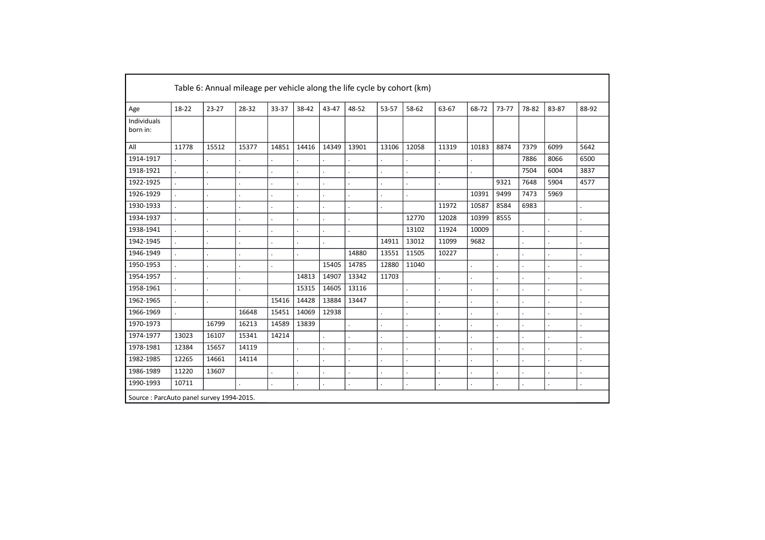Table 6: Annual mileage per vehicle along the life cycle by cohort (km)

| Age | 18-22 | 23-27 | 28-32 | 33-37 | 38-42 | 43-47 | 48-52 | 53-57 | 58-62 | 63-67 | 68-72 | 73-77 | 78-82 | 83-87 | 88-92 |
|---|---|---|---|---|---|---|---|---|---|---|---|---|---|---|---|
| Individuals born in: | | | | | | | | | | | | | | | |
| All | 11778 | 15512 | 15377 | 14851 | 14416 | 14349 | 13901 | 13106 | 12058 | 11319 | 10183 | 8874 | 7379 | 6099 | 5642 |
| 1914-1917 | . | . | . | . | . | . | . | . | . | . | . | | 7886 | 8066 | 6500 |
| 1918-1921 | . | . | . | . | . | . | . | . | . | . | . | | 7504 | 6004 | 3837 |
| 1922-1925 | . | . | . | . | . | . | . | . | . | . | | 9321 | 7648 | 5904 | 4577 |
| 1926-1929 | . | . | . | . | . | . | . | . | . | | 10391 | 9499 | 7473 | 5969 | |
| 1930-1933 | . | . | . | . | . | . | . | . | | 11972 | 10587 | 8584 | 6983 | | . |
| 1934-1937 | . | . | . | . | . | . | . | | 12770 | 12028 | 10399 | 8555 | | . | . |
| 1938-1941 | . | . | . | . | . | . | . | | 13102 | 11924 | 10009 | | . | . | . |
| 1942-1945 | . | . | . | . | . | . | | 14911 | 13012 | 11099 | 9682 | | . | . | . |
| 1946-1949 | . | . | . | . | . | | 14880 | 13551 | 11505 | 10227 | | . | . | . | . |
| 1950-1953 | . | . | . | . | | 15405 | 14785 | 12880 | 11040 | | . | . | . | . | . |
| 1954-1957 | . | . | . | | 14813 | 14907 | 13342 | 11703 | | . | . | . | . | . | . |
| 1958-1961 | . | . | . | | 15315 | 14605 | 13116 | | . | . | . | . | . | . | . |
| 1962-1965 | . | . | | 15416 | 14428 | 13884 | 13447 | | . | . | . | . | . | . | . |
| 1966-1969 | . | | 16648 | 15451 | 14069 | 12938 | | . | . | . | . | . | . | . | . |
| 1970-1973 | | 16799 | 16213 | 14589 | 13839 | | . | . | . | . | . | . | . | . | . |
| 1974-1977 | 13023 | 16107 | 15341 | 14214 | | . | . | . | . | . | . | . | . | . | . |
| 1978-1981 | 12384 | 15657 | 14119 | | . | . | . | . | . | . | . | . | . | . | . |
| 1982-1985 | 12265 | 14661 | 14114 | | . | . | . | . | . | . | . | . | . | . | . |
| 1986-1989 | 11220 | 13607 | | . | . | . | . | . | . | . | . | . | . | . | . |
| 1990-1993 | 10711 | | . | . | . | . | . | . | . | . | . | . | . | . | . |

Source : ParcAuto panel survey 1994-2015.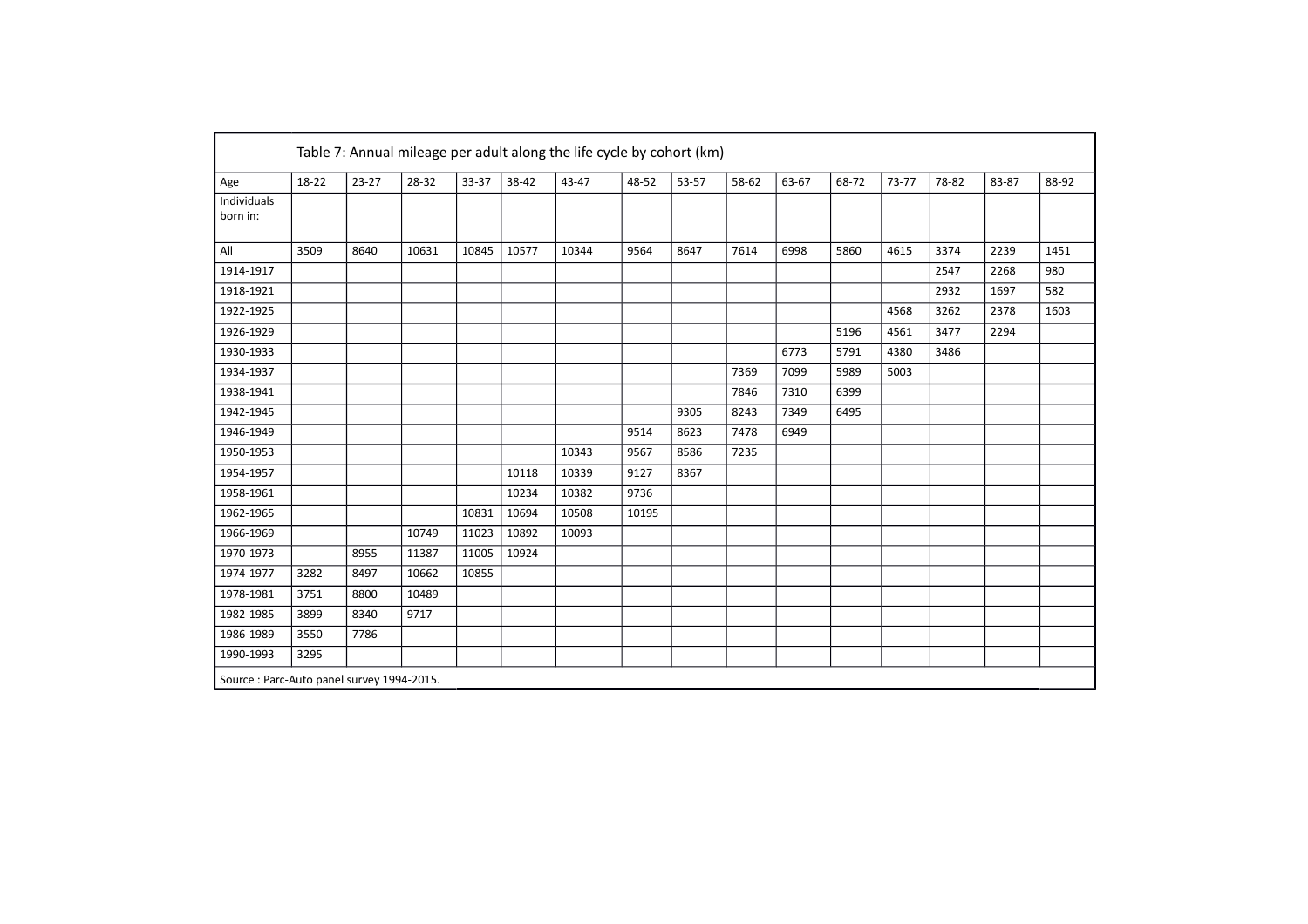Table 7: Annual mileage per adult along the life cycle by cohort (km)

| Age | 18-22 | 23-27 | 28-32 | 33-37 | 38-42 | 43-47 | 48-52 | 53-57 | 58-62 | 63-67 | 68-72 | 73-77 | 78-82 | 83-87 | 88-92 |
|---|---|---|---|---|---|---|---|---|---|---|---|---|---|---|---|
| Individuals born in: | | | | | | | | | | | | | | | |
| All | 3509 | 8640 | 10631 | 10845 | 10577 | 10344 | 9564 | 8647 | 7614 | 6998 | 5860 | 4615 | 3374 | 2239 | 1451 |
| 1914-1917 | | | | | | | | | | | | | 2547 | 2268 | 980 |
| 1918-1921 | | | | | | | | | | | | | 2932 | 1697 | 582 |
| 1922-1925 | | | | | | | | | | | | 4568 | 3262 | 2378 | 1603 |
| 1926-1929 | | | | | | | | | | | 5196 | 4561 | 3477 | 2294 | |
| 1930-1933 | | | | | | | | | | 6773 | 5791 | 4380 | 3486 | | |
| 1934-1937 | | | | | | | | | 7369 | 7099 | 5989 | 5003 | | | |
| 1938-1941 | | | | | | | | | 7846 | 7310 | 6399 | | | | |
| 1942-1945 | | | | | | | | 9305 | 8243 | 7349 | 6495 | | | | |
| 1946-1949 | | | | | | | 9514 | 8623 | 7478 | 6949 | | | | | |
| 1950-1953 | | | | | | 10343 | 9567 | 8586 | 7235 | | | | | | |
| 1954-1957 | | | | | 10118 | 10339 | 9127 | 8367 | | | | | | | |
| 1958-1961 | | | | | 10234 | 10382 | 9736 | | | | | | | | |
| 1962-1965 | | | | 10831 | 10694 | 10508 | 10195 | | | | | | | | |
| 1966-1969 | | | 10749 | 11023 | 10892 | 10093 | | | | | | | | | |
| 1970-1973 | | 8955 | 11387 | 11005 | 10924 | | | | | | | | | | |
| 1974-1977 | 3282 | 8497 | 10662 | 10855 | | | | | | | | | | | |
| 1978-1981 | 3751 | 8800 | 10489 | | | | | | | | | | | | |
| 1982-1985 | 3899 | 8340 | 9717 | | | | | | | | | | | | |
| 1986-1989 | 3550 | 7786 | | | | | | | | | | | | | |
| 1990-1993 | 3295 | | | | | | | | | | | | | | |

Source : Parc-Auto panel survey 1994-2015.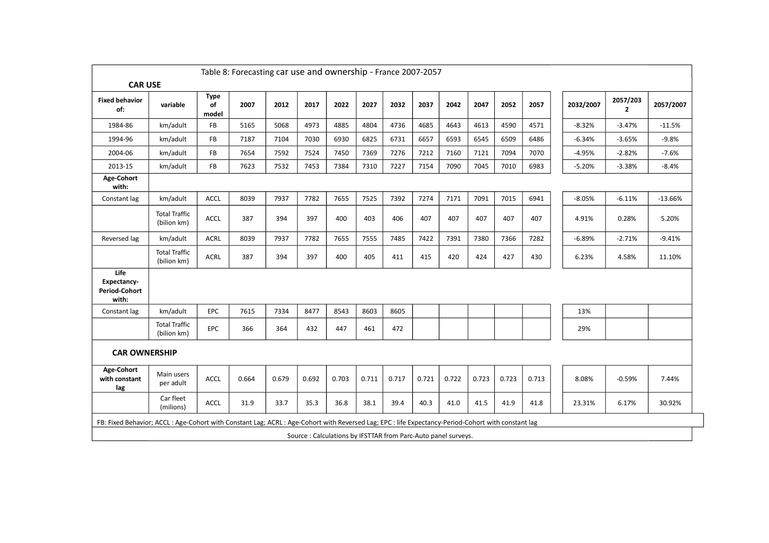Table 8: Forecasting car use and ownership - France 2007-2057

**CAR USE**

| Fixed behavior of: | variable | Type of model | 2007 | 2012 | 2017 | 2022 | 2027 | 2032 | 2037 | 2042 | 2047 | 2052 | 2057 | 2032/2007 | 2057/2032 | 2057/2007 |
|---|---|---|---|---|---|---|---|---|---|---|---|---|---|---|---|---|
| 1984-86 | km/adult | FB | 5165 | 5068 | 4973 | 4885 | 4804 | 4736 | 4685 | 4643 | 4613 | 4590 | 4571 | -8.32% | -3.47% | -11.5% |
| 1994-96 | km/adult | FB | 7187 | 7104 | 7030 | 6930 | 6825 | 6731 | 6657 | 6593 | 6545 | 6509 | 6486 | -6.34% | -3.65% | -9.8% |
| 2004-06 | km/adult | FB | 7654 | 7592 | 7524 | 7450 | 7369 | 7276 | 7212 | 7160 | 7121 | 7094 | 7070 | -4.95% | -2.82% | -7.6% |
| 2013-15 | km/adult | FB | 7623 | 7532 | 7453 | 7384 | 7310 | 7227 | 7154 | 7090 | 7045 | 7010 | 6983 | -5.20% | -3.38% | -8.4% |
| **Age-Cohort with:** | | | | | | | | | | | | | | | | |
| Constant lag | km/adult | ACCL | 8039 | 7937 | 7782 | 7655 | 7525 | 7392 | 7274 | 7171 | 7091 | 7015 | 6941 | -8.05% | -6.11% | -13.66% |
| | Total Traffic (bilion km) | ACCL | 387 | 394 | 397 | 400 | 403 | 406 | 407 | 407 | 407 | 407 | 407 | 4.91% | 0.28% | 5.20% |
| Reversed lag | km/adult | ACRL | 8039 | 7937 | 7782 | 7655 | 7555 | 7485 | 7422 | 7391 | 7380 | 7366 | 7282 | -6.89% | -2.71% | -9.41% |
| | Total Traffic (bilion km) | ACRL | 387 | 394 | 397 | 400 | 405 | 411 | 415 | 420 | 424 | 427 | 430 | 6.23% | 4.58% | 11.10% |
| **Life Expectancy-Period-Cohort with:** | | | | | | | | | | | | | | | | |
| Constant lag | km/adult | EPC | 7615 | 7334 | 8477 | 8543 | 8603 | 8605 | | | | | | 13% | | |
| | Total Traffic (bilion km) | EPC | 366 | 364 | 432 | 447 | 461 | 472 | | | | | | 29% | | |

**CAR OWNERSHIP**

| | variable | Type of model | 2007 | 2012 | 2017 | 2022 | 2027 | 2032 | 2037 | 2042 | 2047 | 2052 | 2057 | 2032/2007 | 2057/2032 | 2057/2007 |
|---|---|---|---|---|---|---|---|---|---|---|---|---|---|---|---|---|
| **Age-Cohort with constant lag** | Main users per adult | ACCL | 0.664 | 0.679 | 0.692 | 0.703 | 0.711 | 0.717 | 0.721 | 0.722 | 0.723 | 0.723 | 0.713 | 8.08% | -0.59% | 7.44% |
| | Car fleet (milions) | ACCL | 31.9 | 33.7 | 35.3 | 36.8 | 38.1 | 39.4 | 40.3 | 41.0 | 41.5 | 41.9 | 41.8 | 23.31% | 6.17% | 30.92% |

FB: Fixed Behavior; ACCL : Age-Cohort with Constant Lag; ACRL : Age-Cohort with Reversed Lag; EPC : life Expectancy-Period-Cohort with constant lag

Source : Calculations by IFSTTAR from Parc-Auto panel surveys.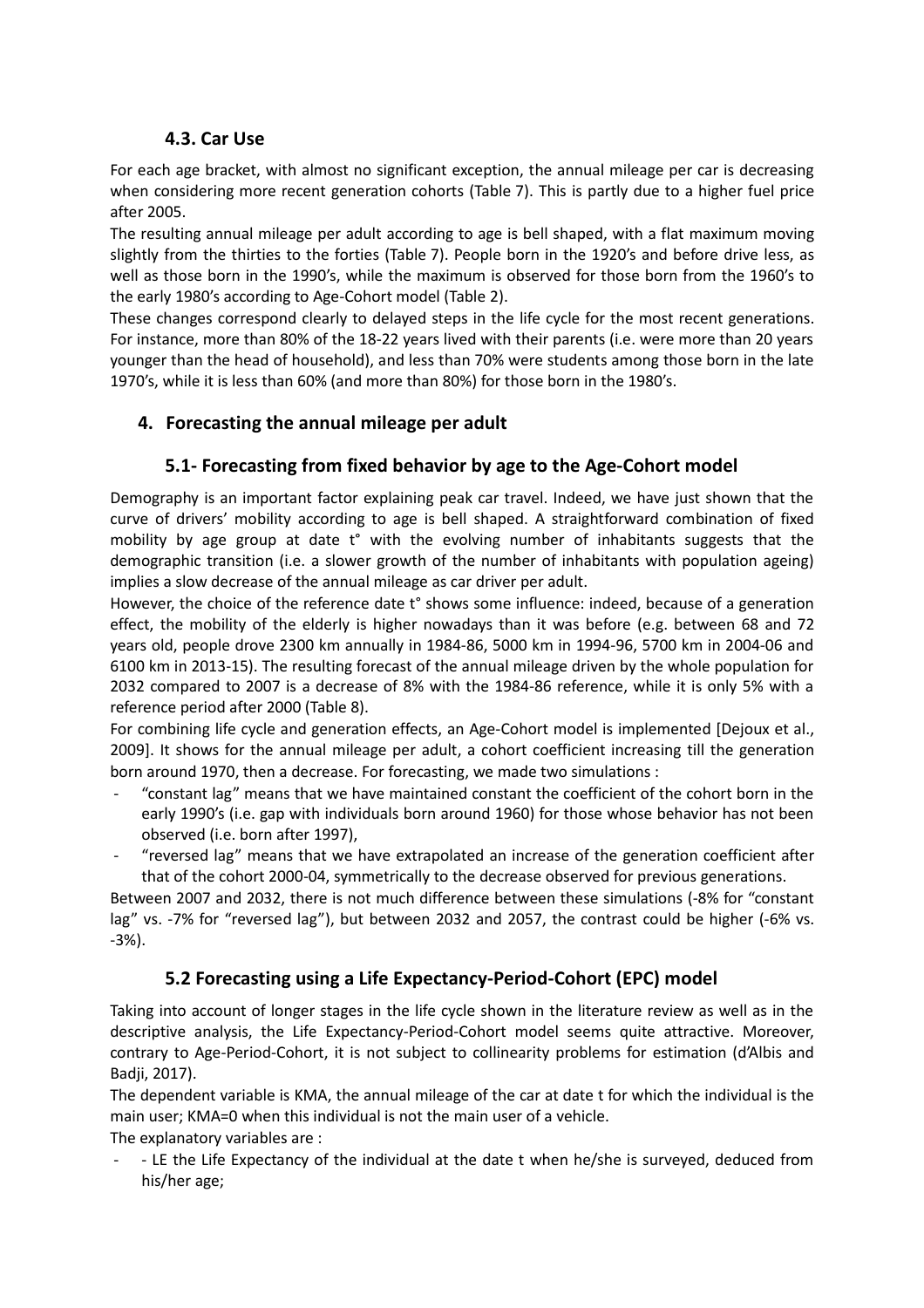### 4.3. Car Use

For each age bracket, with almost no significant exception, the annual mileage per car is decreasing when considering more recent generation cohorts (Table 7). This is partly due to a higher fuel price after 2005.

The resulting annual mileage per adult according to age is bell shaped, with a flat maximum moving slightly from the thirties to the forties (Table 7). People born in the 1920's and before drive less, as well as those born in the 1990's, while the maximum is observed for those born from the 1960's to the early 1980's according to Age-Cohort model (Table 2).

These changes correspond clearly to delayed steps in the life cycle for the most recent generations. For instance, more than 80% of the 18-22 years lived with their parents (i.e. were more than 20 years younger than the head of household), and less than 70% were students among those born in the late 1970's, while it is less than 60% (and more than 80%) for those born in the 1980's.

## 4. Forecasting the annual mileage per adult

### 5.1- Forecasting from fixed behavior by age to the Age-Cohort model

Demography is an important factor explaining peak car travel. Indeed, we have just shown that the curve of drivers' mobility according to age is bell shaped. A straightforward combination of fixed mobility by age group at date t° with the evolving number of inhabitants suggests that the demographic transition (i.e. a slower growth of the number of inhabitants with population ageing) implies a slow decrease of the annual mileage as car driver per adult.

However, the choice of the reference date t° shows some influence: indeed, because of a generation effect, the mobility of the elderly is higher nowadays than it was before (e.g. between 68 and 72 years old, people drove 2300 km annually in 1984-86, 5000 km in 1994-96, 5700 km in 2004-06 and 6100 km in 2013-15). The resulting forecast of the annual mileage driven by the whole population for 2032 compared to 2007 is a decrease of 8% with the 1984-86 reference, while it is only 5% with a reference period after 2000 (Table 8).

For combining life cycle and generation effects, an Age-Cohort model is implemented [Dejoux et al., 2009]. It shows for the annual mileage per adult, a cohort coefficient increasing till the generation born around 1970, then a decrease. For forecasting, we made two simulations :

- "constant lag" means that we have maintained constant the coefficient of the cohort born in the early 1990's (i.e. gap with individuals born around 1960) for those whose behavior has not been observed (i.e. born after 1997),
- "reversed lag" means that we have extrapolated an increase of the generation coefficient after that of the cohort 2000-04, symmetrically to the decrease observed for previous generations.

Between 2007 and 2032, there is not much difference between these simulations (-8% for "constant lag" vs. -7% for "reversed lag"), but between 2032 and 2057, the contrast could be higher (-6% vs. -3%).

### 5.2 Forecasting using a Life Expectancy-Period-Cohort (EPC) model

Taking into account of longer stages in the life cycle shown in the literature review as well as in the descriptive analysis, the Life Expectancy-Period-Cohort model seems quite attractive. Moreover, contrary to Age-Period-Cohort, it is not subject to collinearity problems for estimation (d'Albis and Badji, 2017).

The dependent variable is KMA, the annual mileage of the car at date t for which the individual is the main user; KMA=0 when this individual is not the main user of a vehicle.

The explanatory variables are :

- - LE the Life Expectancy of the individual at the date t when he/she is surveyed, deduced from his/her age;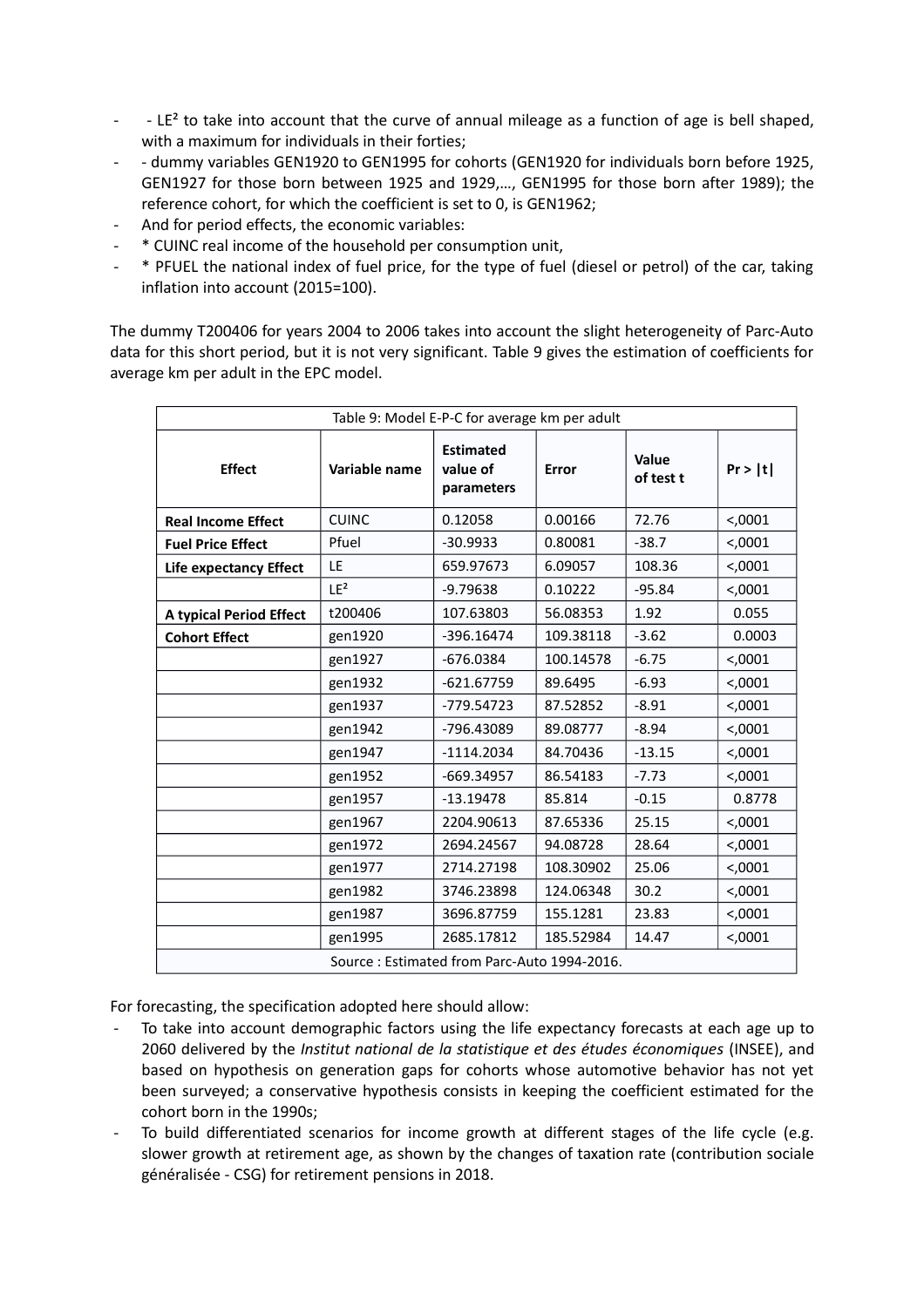- - $LE^2$ to take into account that the curve of annual mileage as a function of age is bell shaped, with a maximum for individuals in their forties;
- - dummy variables GEN1920 to GEN1995 for cohorts (GEN1920 for individuals born before 1925, GEN1927 for those born between 1925 and 1929,…, GEN1995 for those born after 1989); the reference cohort, for which the coefficient is set to 0, is GEN1962;
- And for period effects, the economic variables:
- * CUINC real income of the household per consumption unit,
- * PFUEL the national index of fuel price, for the type of fuel (diesel or petrol) of the car, taking inflation into account (2015=100).

The dummy T200406 for years 2004 to 2006 takes into account the slight heterogeneity of Parc-Auto data for this short period, but it is not very significant. Table 9 gives the estimation of coefficients for average km per adult in the EPC model.

Table 9: Model E-P-C for average km per adult

| Effect | Variable name | Estimated value of parameters | Error | Value of test t | Pr > \|t\| |
|---|---|---|---|---|---|
| **Real Income Effect** | CUINC | 0.12058 | 0.00166 | 72.76 | <,0001 |
| **Fuel Price Effect** | Pfuel | -30.9933 | 0.80081 | -38.7 | <,0001 |
| **Life expectancy Effect** | LE | 659.97673 | 6.09057 | 108.36 | <,0001 |
| | $LE^2$ | -9.79638 | 0.10222 | -95.84 | <,0001 |
| **A typical Period Effect** | t200406 | 107.63803 | 56.08353 | 1.92 | 0.055 |
| **Cohort Effect** | gen1920 | -396.16474 | 109.38118 | -3.62 | 0.0003 |
| | gen1927 | -676.0384 | 100.14578 | -6.75 | <,0001 |
| | gen1932 | -621.67759 | 89.6495 | -6.93 | <,0001 |
| | gen1937 | -779.54723 | 87.52852 | -8.91 | <,0001 |
| | gen1942 | -796.43089 | 89.08777 | -8.94 | <,0001 |
| | gen1947 | -1114.2034 | 84.70436 | -13.15 | <,0001 |
| | gen1952 | -669.34957 | 86.54183 | -7.73 | <,0001 |
| | gen1957 | -13.19478 | 85.814 | -0.15 | 0.8778 |
| | gen1967 | 2204.90613 | 87.65336 | 25.15 | <,0001 |
| | gen1972 | 2694.24567 | 94.08728 | 28.64 | <,0001 |
| | gen1977 | 2714.27198 | 108.30902 | 25.06 | <,0001 |
| | gen1982 | 3746.23898 | 124.06348 | 30.2 | <,0001 |
| | gen1987 | 3696.87759 | 155.1281 | 23.83 | <,0001 |
| | gen1995 | 2685.17812 | 185.52984 | 14.47 | <,0001 |

Source : Estimated from Parc-Auto 1994-2016.

For forecasting, the specification adopted here should allow:

- To take into account demographic factors using the life expectancy forecasts at each age up to 2060 delivered by the *Institut national de la statistique et des études économiques* (INSEE), and based on hypothesis on generation gaps for cohorts whose automotive behavior has not yet been surveyed; a conservative hypothesis consists in keeping the coefficient estimated for the cohort born in the 1990s;
- To build differentiated scenarios for income growth at different stages of the life cycle (e.g. slower growth at retirement age, as shown by the changes of taxation rate (contribution sociale généralisée - CSG) for retirement pensions in 2018.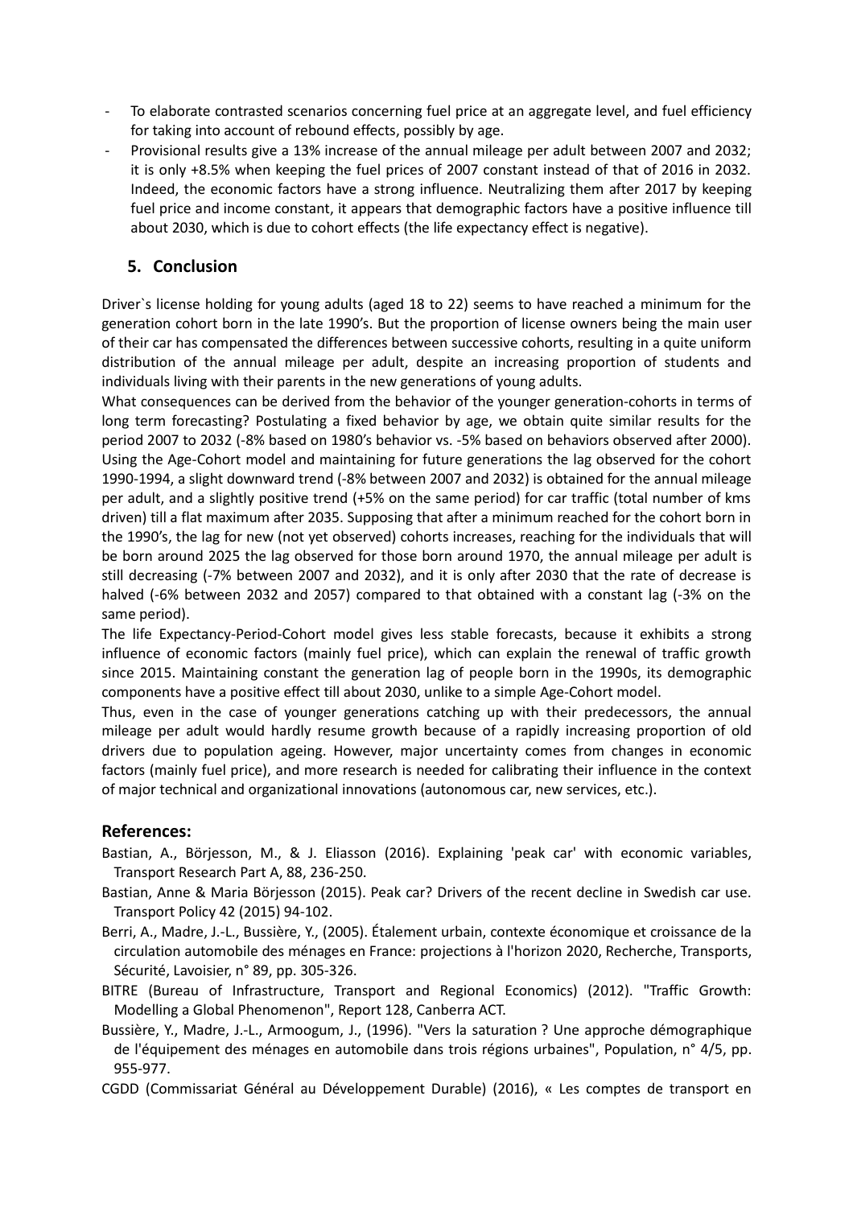- To elaborate contrasted scenarios concerning fuel price at an aggregate level, and fuel efficiency for taking into account of rebound effects, possibly by age.
- Provisional results give a 13% increase of the annual mileage per adult between 2007 and 2032; it is only +8.5% when keeping the fuel prices of 2007 constant instead of that of 2016 in 2032. Indeed, the economic factors have a strong influence. Neutralizing them after 2017 by keeping fuel price and income constant, it appears that demographic factors have a positive influence till about 2030, which is due to cohort effects (the life expectancy effect is negative).

## 5. Conclusion

Driver`s license holding for young adults (aged 18 to 22) seems to have reached a minimum for the generation cohort born in the late 1990's. But the proportion of license owners being the main user of their car has compensated the differences between successive cohorts, resulting in a quite uniform distribution of the annual mileage per adult, despite an increasing proportion of students and individuals living with their parents in the new generations of young adults.

What consequences can be derived from the behavior of the younger generation-cohorts in terms of long term forecasting? Postulating a fixed behavior by age, we obtain quite similar results for the period 2007 to 2032 (-8% based on 1980's behavior vs. -5% based on behaviors observed after 2000). Using the Age-Cohort model and maintaining for future generations the lag observed for the cohort 1990-1994, a slight downward trend (-8% between 2007 and 2032) is obtained for the annual mileage per adult, and a slightly positive trend (+5% on the same period) for car traffic (total number of kms driven) till a flat maximum after 2035. Supposing that after a minimum reached for the cohort born in the 1990's, the lag for new (not yet observed) cohorts increases, reaching for the individuals that will be born around 2025 the lag observed for those born around 1970, the annual mileage per adult is still decreasing (-7% between 2007 and 2032), and it is only after 2030 that the rate of decrease is halved (-6% between 2032 and 2057) compared to that obtained with a constant lag (-3% on the same period).

The life Expectancy-Period-Cohort model gives less stable forecasts, because it exhibits a strong influence of economic factors (mainly fuel price), which can explain the renewal of traffic growth since 2015. Maintaining constant the generation lag of people born in the 1990s, its demographic components have a positive effect till about 2030, unlike to a simple Age-Cohort model.

Thus, even in the case of younger generations catching up with their predecessors, the annual mileage per adult would hardly resume growth because of a rapidly increasing proportion of old drivers due to population ageing. However, major uncertainty comes from changes in economic factors (mainly fuel price), and more research is needed for calibrating their influence in the context of major technical and organizational innovations (autonomous car, new services, etc.).

## References:

Bastian, A., Börjesson, M., & J. Eliasson (2016). Explaining 'peak car' with economic variables, Transport Research Part A, 88, 236-250.

Bastian, Anne & Maria Börjesson (2015). Peak car? Drivers of the recent decline in Swedish car use. Transport Policy 42 (2015) 94-102.

Berri, A., Madre, J.-L., Bussière, Y., (2005). Étalement urbain, contexte économique et croissance de la circulation automobile des ménages en France: projections à l'horizon 2020, Recherche, Transports, Sécurité, Lavoisier, n° 89, pp. 305-326.

BITRE (Bureau of Infrastructure, Transport and Regional Economics) (2012). "Traffic Growth: Modelling a Global Phenomenon", Report 128, Canberra ACT.

Bussière, Y., Madre, J.-L., Armoogum, J., (1996). "Vers la saturation ? Une approche démographique de l'équipement des ménages en automobile dans trois régions urbaines", Population, n° 4/5, pp. 955-977.

CGDD (Commissariat Général au Développement Durable) (2016), « Les comptes de transport en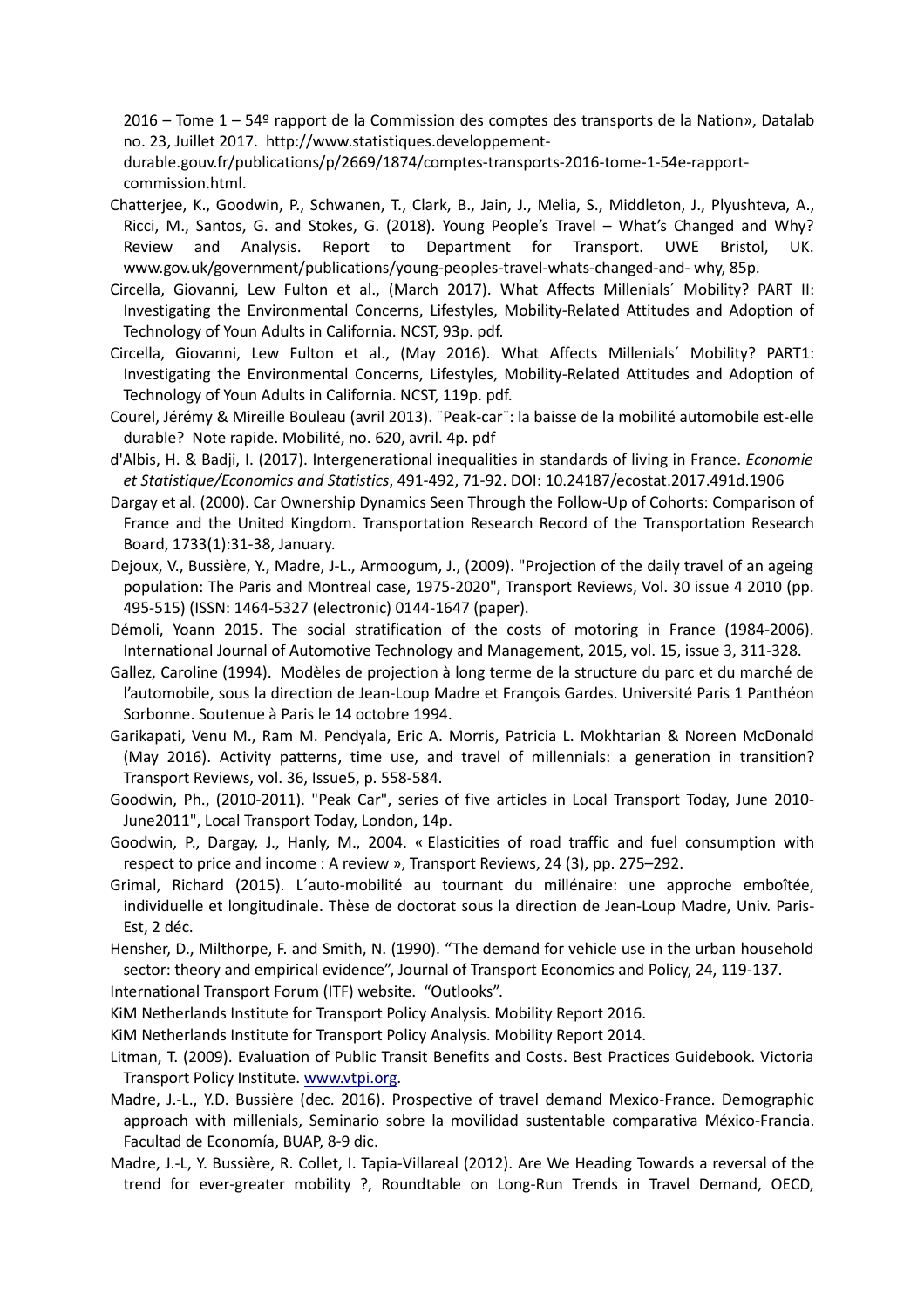2016 – Tome 1 – 54º rapport de la Commission des comptes des transports de la Nation», Datalab no. 23, Juillet 2017. http://www.statistiques.developpement-durable.gouv.fr/publications/p/2669/1874/comptes-transports-2016-tome-1-54e-rapport-commission.html.

Chatterjee, K., Goodwin, P., Schwanen, T., Clark, B., Jain, J., Melia, S., Middleton, J., Plyushteva, A., Ricci, M., Santos, G. and Stokes, G. (2018). Young People's Travel – What's Changed and Why? Review and Analysis. Report to Department for Transport. UWE Bristol, UK. www.gov.uk/government/publications/young-peoples-travel-whats-changed-and- why, 85p.

Circella, Giovanni, Lew Fulton et al., (March 2017). What Affects Millenials´ Mobility? PART II: Investigating the Environmental Concerns, Lifestyles, Mobility-Related Attitudes and Adoption of Technology of Youn Adults in California. NCST, 93p. pdf.

Circella, Giovanni, Lew Fulton et al., (May 2016). What Affects Millenials´ Mobility? PART1: Investigating the Environmental Concerns, Lifestyles, Mobility-Related Attitudes and Adoption of Technology of Youn Adults in California. NCST, 119p. pdf.

Courel, Jérémy & Mireille Bouleau (avril 2013). ¨Peak-car¨: la baisse de la mobilité automobile est-elle durable? Note rapide. Mobilité, no. 620, avril. 4p. pdf

d'Albis, H. & Badji, I. (2017). Intergenerational inequalities in standards of living in France. *Economie et Statistique/Economics and Statistics*, 491-492, 71-92. DOI: 10.24187/ecostat.2017.491d.1906

Dargay et al. (2000). Car Ownership Dynamics Seen Through the Follow-Up of Cohorts: Comparison of France and the United Kingdom. Transportation Research Record of the Transportation Research Board, 1733(1):31-38, January.

Dejoux, V., Bussière, Y., Madre, J-L., Armoogum, J., (2009). "Projection of the daily travel of an ageing population: The Paris and Montreal case, 1975-2020", Transport Reviews, Vol. 30 issue 4 2010 (pp. 495-515) (ISSN: 1464-5327 (electronic) 0144-1647 (paper).

Démoli, Yoann 2015. The social stratification of the costs of motoring in France (1984-2006). International Journal of Automotive Technology and Management, 2015, vol. 15, issue 3, 311-328.

Gallez, Caroline (1994). Modèles de projection à long terme de la structure du parc et du marché de l'automobile, sous la direction de Jean-Loup Madre et François Gardes. Université Paris 1 Panthéon Sorbonne. Soutenue à Paris le 14 octobre 1994.

Garikapati, Venu M., Ram M. Pendyala, Eric A. Morris, Patricia L. Mokhtarian & Noreen McDonald (May 2016). Activity patterns, time use, and travel of millennials: a generation in transition? Transport Reviews, vol. 36, Issue5, p. 558-584.

Goodwin, Ph., (2010-2011). "Peak Car", series of five articles in Local Transport Today, June 2010-June2011", Local Transport Today, London, 14p.

Goodwin, P., Dargay, J., Hanly, M., 2004. « Elasticities of road traffic and fuel consumption with respect to price and income : A review », Transport Reviews, 24 (3), pp. 275–292.

Grimal, Richard (2015). L´auto-mobilité au tournant du millénaire: une approche emboîtée, individuelle et longitudinale. Thèse de doctorat sous la direction de Jean-Loup Madre, Univ. Paris-Est, 2 déc.

Hensher, D., Milthorpe, F. and Smith, N. (1990). "The demand for vehicle use in the urban household sector: theory and empirical evidence", Journal of Transport Economics and Policy, 24, 119-137.

International Transport Forum (ITF) website. "Outlooks".

KiM Netherlands Institute for Transport Policy Analysis. Mobility Report 2016.

KiM Netherlands Institute for Transport Policy Analysis. Mobility Report 2014.

Litman, T. (2009). Evaluation of Public Transit Benefits and Costs. Best Practices Guidebook. Victoria Transport Policy Institute. www.vtpi.org.

Madre, J.-L., Y.D. Bussière (dec. 2016). Prospective of travel demand Mexico-France. Demographic approach with millenials, Seminario sobre la movilidad sustentable comparativa México-Francia. Facultad de Economía, BUAP, 8-9 dic.

Madre, J.-L, Y. Bussière, R. Collet, I. Tapia-Villareal (2012). Are We Heading Towards a reversal of the trend for ever-greater mobility ?, Roundtable on Long-Run Trends in Travel Demand, OECD,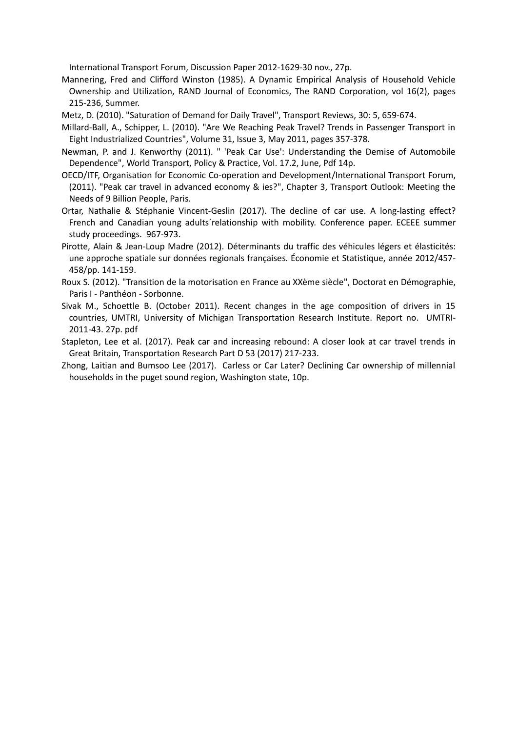International Transport Forum, Discussion Paper 2012-1629-30 nov., 27p.

Mannering, Fred and Clifford Winston (1985). A Dynamic Empirical Analysis of Household Vehicle Ownership and Utilization, RAND Journal of Economics, The RAND Corporation, vol 16(2), pages 215-236, Summer.

Metz, D. (2010). "Saturation of Demand for Daily Travel", Transport Reviews, 30: 5, 659-674.

Millard-Ball, A., Schipper, L. (2010). "Are We Reaching Peak Travel? Trends in Passenger Transport in Eight Industrialized Countries", Volume 31, Issue 3, May 2011, pages 357-378.

Newman, P. and J. Kenworthy (2011). " 'Peak Car Use': Understanding the Demise of Automobile Dependence", World Transport, Policy & Practice, Vol. 17.2, June, Pdf 14p.

OECD/ITF, Organisation for Economic Co-operation and Development/International Transport Forum, (2011). "Peak car travel in advanced economy & ies?", Chapter 3, Transport Outlook: Meeting the Needs of 9 Billion People, Paris.

Ortar, Nathalie & Stéphanie Vincent-Geslin (2017). The decline of car use. A long-lasting effect? French and Canadian young adults´relationship with mobility. Conference paper. ECEEE summer study proceedings. 967-973.

Pirotte, Alain & Jean-Loup Madre (2012). Déterminants du traffic des véhicules légers et élasticités: une approche spatiale sur données regionals françaises. Économie et Statistique, année 2012/457-458/pp. 141-159.

Roux S. (2012). "Transition de la motorisation en France au XXème siècle", Doctorat en Démographie, Paris I - Panthéon - Sorbonne.

Sivak M., Schoettle B. (October 2011). Recent changes in the age composition of drivers in 15 countries, UMTRI, University of Michigan Transportation Research Institute. Report no. UMTRI-2011-43. 27p. pdf

Stapleton, Lee et al. (2017). Peak car and increasing rebound: A closer look at car travel trends in Great Britain, Transportation Research Part D 53 (2017) 217-233.

Zhong, Laitian and Bumsoo Lee (2017). Carless or Car Later? Declining Car ownership of millennial households in the puget sound region, Washington state, 10p.